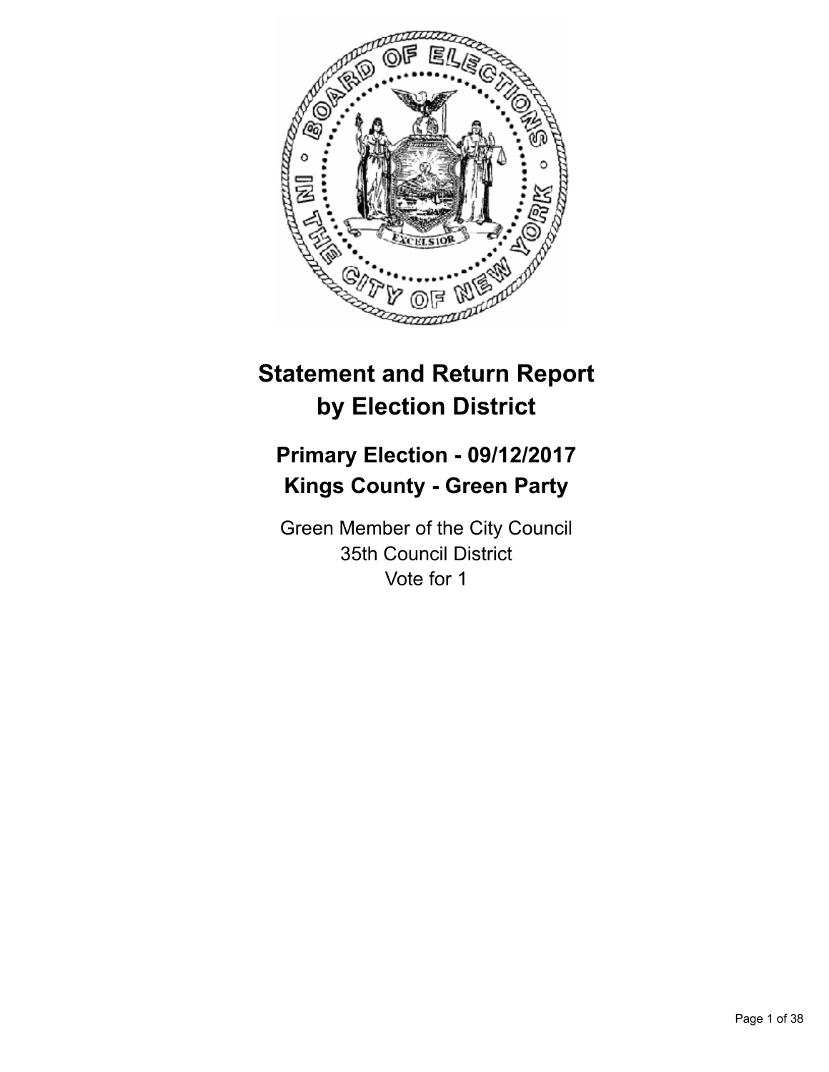# Statement and Return Report by Election District

## Primary Election - 09/12/2017
## Kings County - Green Party

Green Member of the City Council
35th Council District
Vote for 1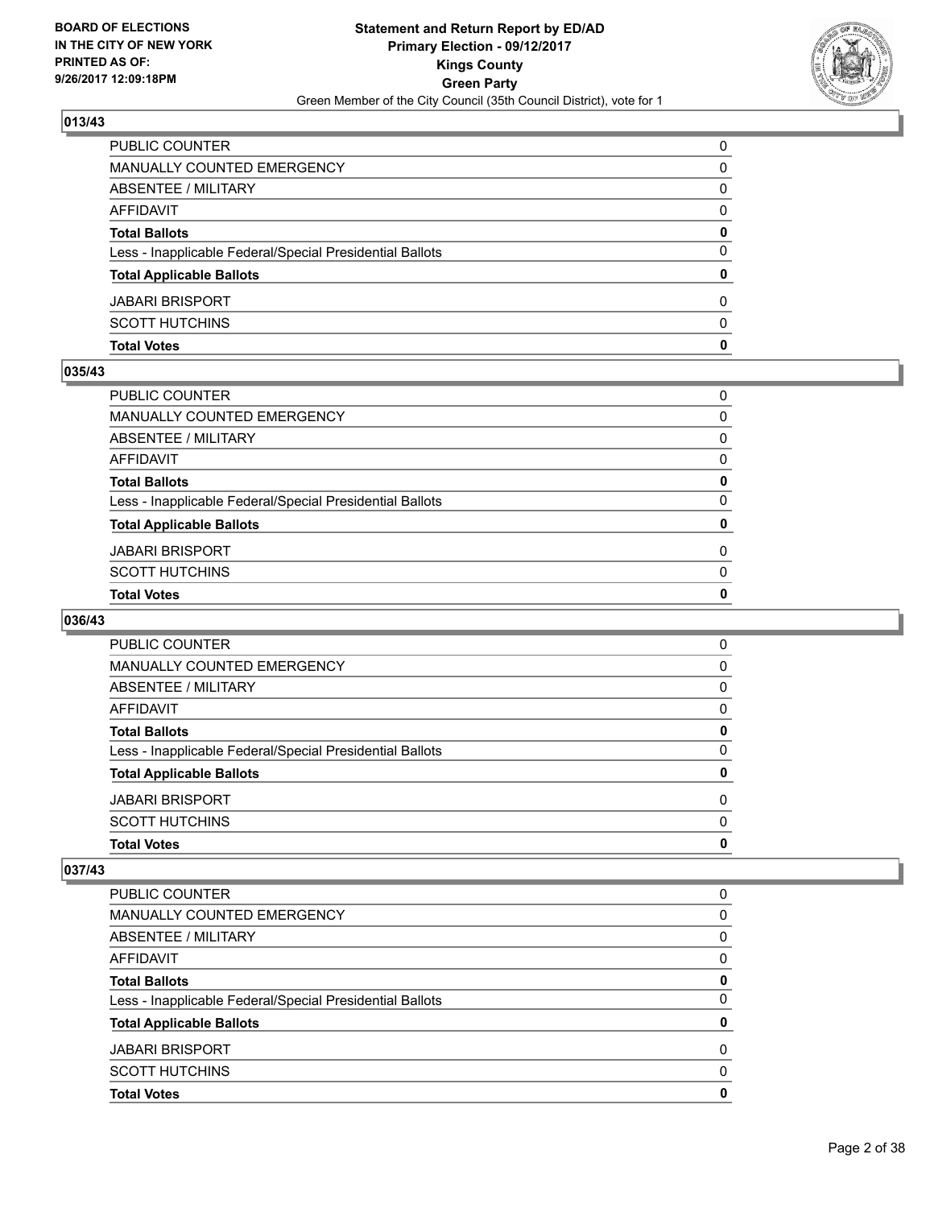**Statement and Return Report by ED/AD**
**Primary Election - 09/12/2017**
**Kings County**
**Green Party**
Green Member of the City Council (35th Council District), vote for 1

BOARD OF ELECTIONS
IN THE CITY OF NEW YORK
PRINTED AS OF:
9/26/2017 12:09:18PM

### 013/43

| | |
|---|---|
| PUBLIC COUNTER | 0 |
| MANUALLY COUNTED EMERGENCY | 0 |
| ABSENTEE / MILITARY | 0 |
| AFFIDAVIT | 0 |
| **Total Ballots** | **0** |
| Less - Inapplicable Federal/Special Presidential Ballots | 0 |
| **Total Applicable Ballots** | **0** |
| JABARI BRISPORT | 0 |
| SCOTT HUTCHINS | 0 |
| **Total Votes** | **0** |

### 035/43

| | |
|---|---|
| PUBLIC COUNTER | 0 |
| MANUALLY COUNTED EMERGENCY | 0 |
| ABSENTEE / MILITARY | 0 |
| AFFIDAVIT | 0 |
| **Total Ballots** | **0** |
| Less - Inapplicable Federal/Special Presidential Ballots | 0 |
| **Total Applicable Ballots** | **0** |
| JABARI BRISPORT | 0 |
| SCOTT HUTCHINS | 0 |
| **Total Votes** | **0** |

### 036/43

| | |
|---|---|
| PUBLIC COUNTER | 0 |
| MANUALLY COUNTED EMERGENCY | 0 |
| ABSENTEE / MILITARY | 0 |
| AFFIDAVIT | 0 |
| **Total Ballots** | **0** |
| Less - Inapplicable Federal/Special Presidential Ballots | 0 |
| **Total Applicable Ballots** | **0** |
| JABARI BRISPORT | 0 |
| SCOTT HUTCHINS | 0 |
| **Total Votes** | **0** |

### 037/43

| | |
|---|---|
| PUBLIC COUNTER | 0 |
| MANUALLY COUNTED EMERGENCY | 0 |
| ABSENTEE / MILITARY | 0 |
| AFFIDAVIT | 0 |
| **Total Ballots** | **0** |
| Less - Inapplicable Federal/Special Presidential Ballots | 0 |
| **Total Applicable Ballots** | **0** |
| JABARI BRISPORT | 0 |
| SCOTT HUTCHINS | 0 |
| **Total Votes** | **0** |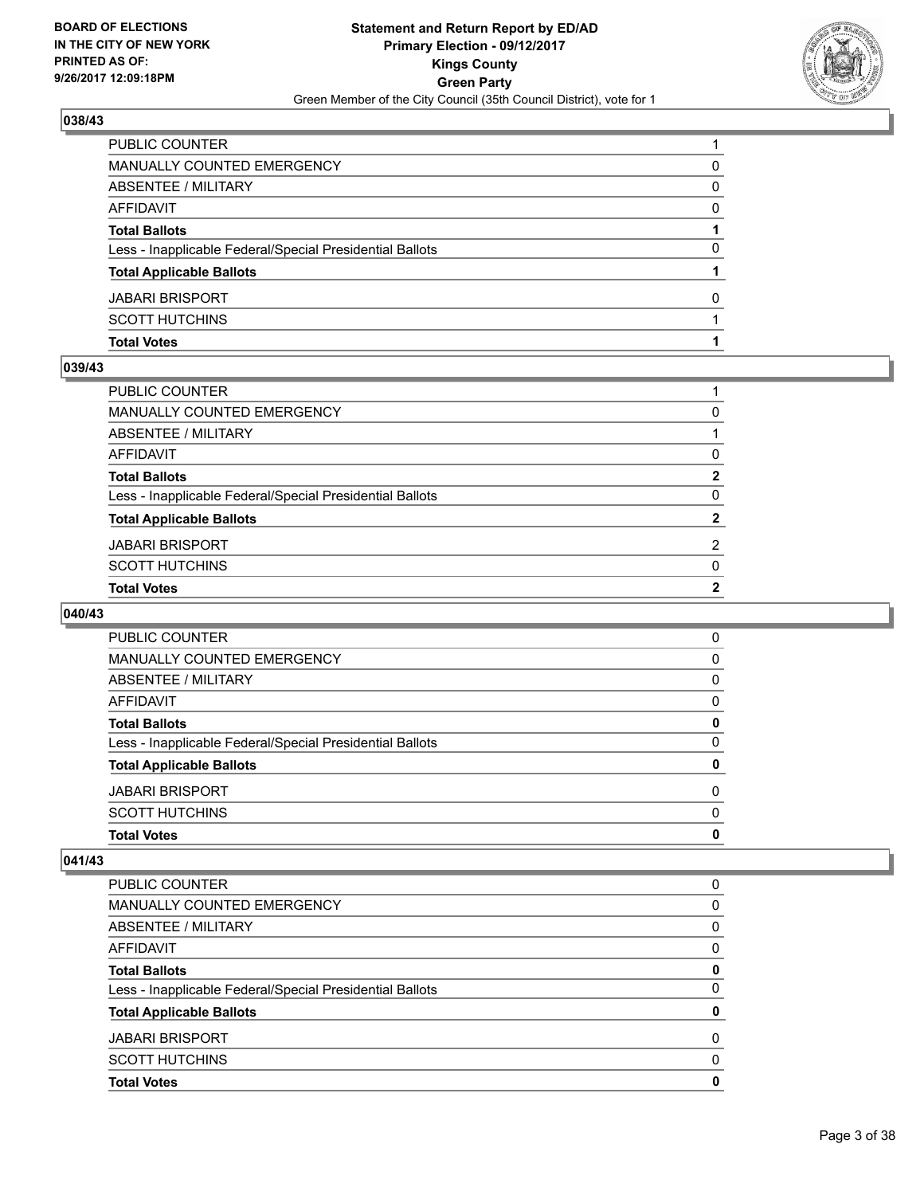**BOARD OF ELECTIONS IN THE CITY OF NEW YORK PRINTED AS OF: 9/26/2017 12:09:18PM**

**Statement and Return Report by ED/AD**
**Primary Election - 09/12/2017**
**Kings County**
**Green Party**
Green Member of the City Council (35th Council District), vote for 1

### 038/43

| | |
|---|---|
| PUBLIC COUNTER | 1 |
| MANUALLY COUNTED EMERGENCY | 0 |
| ABSENTEE / MILITARY | 0 |
| AFFIDAVIT | 0 |
| **Total Ballots** | **1** |
| Less - Inapplicable Federal/Special Presidential Ballots | 0 |
| **Total Applicable Ballots** | **1** |
| JABARI BRISPORT | 0 |
| SCOTT HUTCHINS | 1 |
| **Total Votes** | **1** |

### 039/43

| | |
|---|---|
| PUBLIC COUNTER | 1 |
| MANUALLY COUNTED EMERGENCY | 0 |
| ABSENTEE / MILITARY | 1 |
| AFFIDAVIT | 0 |
| **Total Ballots** | **2** |
| Less - Inapplicable Federal/Special Presidential Ballots | 0 |
| **Total Applicable Ballots** | **2** |
| JABARI BRISPORT | 2 |
| SCOTT HUTCHINS | 0 |
| **Total Votes** | **2** |

### 040/43

| | |
|---|---|
| PUBLIC COUNTER | 0 |
| MANUALLY COUNTED EMERGENCY | 0 |
| ABSENTEE / MILITARY | 0 |
| AFFIDAVIT | 0 |
| **Total Ballots** | **0** |
| Less - Inapplicable Federal/Special Presidential Ballots | 0 |
| **Total Applicable Ballots** | **0** |
| JABARI BRISPORT | 0 |
| SCOTT HUTCHINS | 0 |
| **Total Votes** | **0** |

### 041/43

| | |
|---|---|
| PUBLIC COUNTER | 0 |
| MANUALLY COUNTED EMERGENCY | 0 |
| ABSENTEE / MILITARY | 0 |
| AFFIDAVIT | 0 |
| **Total Ballots** | **0** |
| Less - Inapplicable Federal/Special Presidential Ballots | 0 |
| **Total Applicable Ballots** | **0** |
| JABARI BRISPORT | 0 |
| SCOTT HUTCHINS | 0 |
| **Total Votes** | **0** |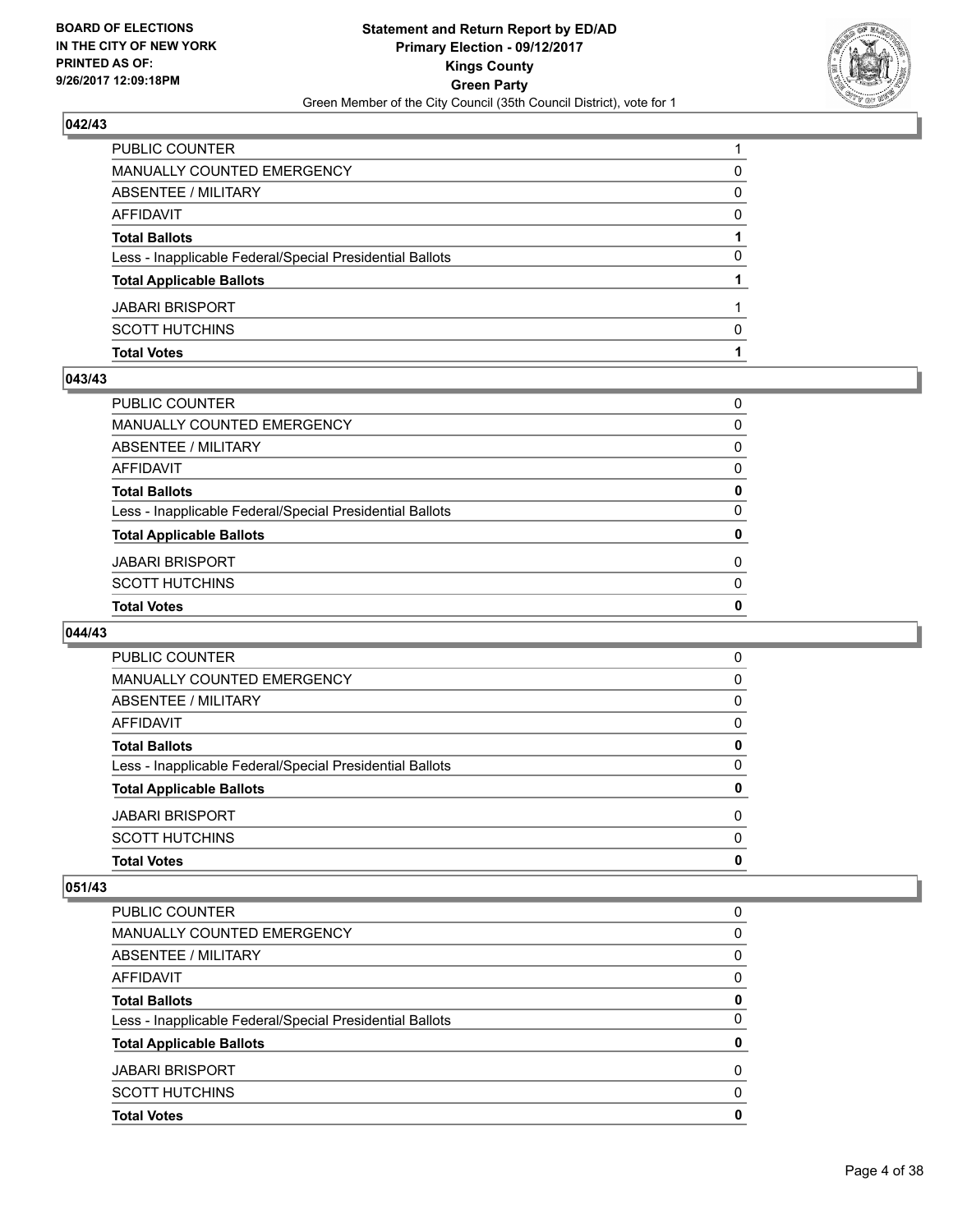## 042/43

| | |
|---|---|
| PUBLIC COUNTER | 1 |
| MANUALLY COUNTED EMERGENCY | 0 |
| ABSENTEE / MILITARY | 0 |
| AFFIDAVIT | 0 |
| **Total Ballots** | **1** |
| Less - Inapplicable Federal/Special Presidential Ballots | 0 |
| **Total Applicable Ballots** | **1** |
| JABARI BRISPORT | 1 |
| SCOTT HUTCHINS | 0 |
| **Total Votes** | **1** |

## 043/43

| | |
|---|---|
| PUBLIC COUNTER | 0 |
| MANUALLY COUNTED EMERGENCY | 0 |
| ABSENTEE / MILITARY | 0 |
| AFFIDAVIT | 0 |
| **Total Ballots** | **0** |
| Less - Inapplicable Federal/Special Presidential Ballots | 0 |
| **Total Applicable Ballots** | **0** |
| JABARI BRISPORT | 0 |
| SCOTT HUTCHINS | 0 |
| **Total Votes** | **0** |

## 044/43

| | |
|---|---|
| PUBLIC COUNTER | 0 |
| MANUALLY COUNTED EMERGENCY | 0 |
| ABSENTEE / MILITARY | 0 |
| AFFIDAVIT | 0 |
| **Total Ballots** | **0** |
| Less - Inapplicable Federal/Special Presidential Ballots | 0 |
| **Total Applicable Ballots** | **0** |
| JABARI BRISPORT | 0 |
| SCOTT HUTCHINS | 0 |
| **Total Votes** | **0** |

## 051/43

| | |
|---|---|
| PUBLIC COUNTER | 0 |
| MANUALLY COUNTED EMERGENCY | 0 |
| ABSENTEE / MILITARY | 0 |
| AFFIDAVIT | 0 |
| **Total Ballots** | **0** |
| Less - Inapplicable Federal/Special Presidential Ballots | 0 |
| **Total Applicable Ballots** | **0** |
| JABARI BRISPORT | 0 |
| SCOTT HUTCHINS | 0 |
| **Total Votes** | **0** |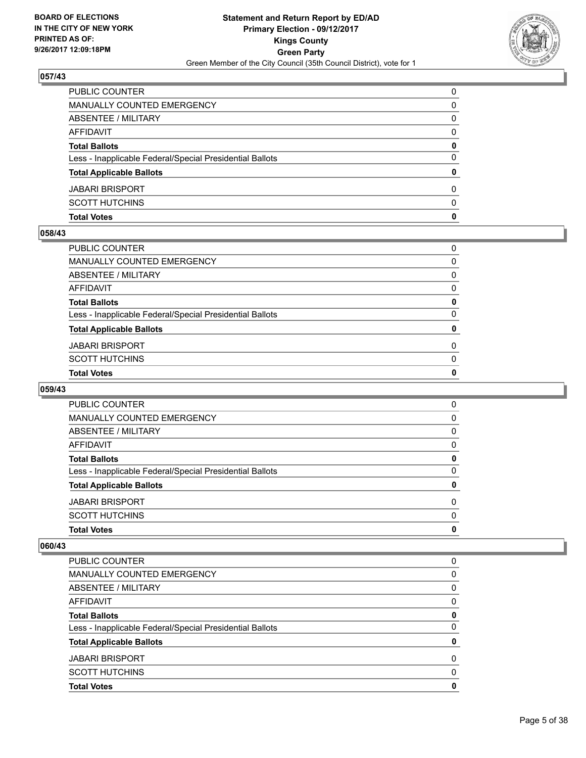**BOARD OF ELECTIONS IN THE CITY OF NEW YORK PRINTED AS OF: 9/26/2017 12:09:18PM**

**Statement and Return Report by ED/AD**
**Primary Election - 09/12/2017**
**Kings County**
**Green Party**
Green Member of the City Council (35th Council District), vote for 1

### 057/43

| | |
|---|---|
| PUBLIC COUNTER | 0 |
| MANUALLY COUNTED EMERGENCY | 0 |
| ABSENTEE / MILITARY | 0 |
| AFFIDAVIT | 0 |
| **Total Ballots** | **0** |
| Less - Inapplicable Federal/Special Presidential Ballots | 0 |
| **Total Applicable Ballots** | **0** |
| JABARI BRISPORT | 0 |
| SCOTT HUTCHINS | 0 |
| **Total Votes** | **0** |

### 058/43

| | |
|---|---|
| PUBLIC COUNTER | 0 |
| MANUALLY COUNTED EMERGENCY | 0 |
| ABSENTEE / MILITARY | 0 |
| AFFIDAVIT | 0 |
| **Total Ballots** | **0** |
| Less - Inapplicable Federal/Special Presidential Ballots | 0 |
| **Total Applicable Ballots** | **0** |
| JABARI BRISPORT | 0 |
| SCOTT HUTCHINS | 0 |
| **Total Votes** | **0** |

### 059/43

| | |
|---|---|
| PUBLIC COUNTER | 0 |
| MANUALLY COUNTED EMERGENCY | 0 |
| ABSENTEE / MILITARY | 0 |
| AFFIDAVIT | 0 |
| **Total Ballots** | **0** |
| Less - Inapplicable Federal/Special Presidential Ballots | 0 |
| **Total Applicable Ballots** | **0** |
| JABARI BRISPORT | 0 |
| SCOTT HUTCHINS | 0 |
| **Total Votes** | **0** |

### 060/43

| | |
|---|---|
| PUBLIC COUNTER | 0 |
| MANUALLY COUNTED EMERGENCY | 0 |
| ABSENTEE / MILITARY | 0 |
| AFFIDAVIT | 0 |
| **Total Ballots** | **0** |
| Less - Inapplicable Federal/Special Presidential Ballots | 0 |
| **Total Applicable Ballots** | **0** |
| JABARI BRISPORT | 0 |
| SCOTT HUTCHINS | 0 |
| **Total Votes** | **0** |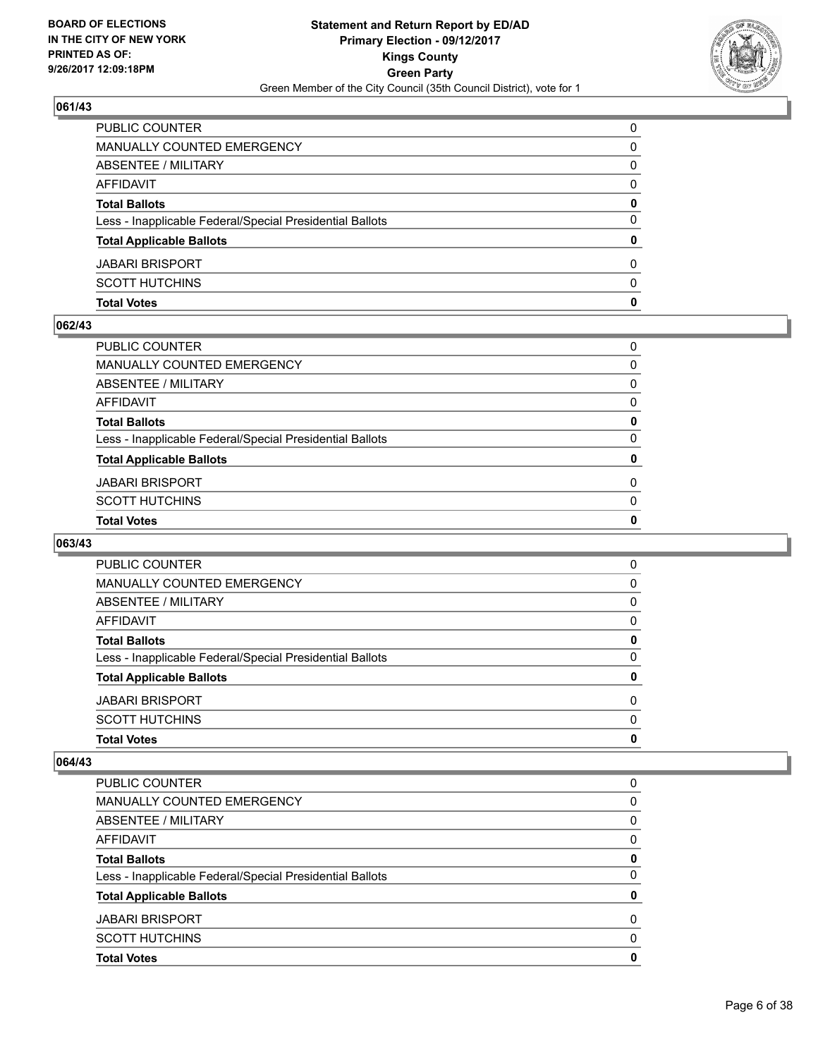### 061/43

| | |
|---|---|
| PUBLIC COUNTER | 0 |
| MANUALLY COUNTED EMERGENCY | 0 |
| ABSENTEE / MILITARY | 0 |
| AFFIDAVIT | 0 |
| **Total Ballots** | **0** |
| Less - Inapplicable Federal/Special Presidential Ballots | 0 |
| **Total Applicable Ballots** | **0** |
| JABARI BRISPORT | 0 |
| SCOTT HUTCHINS | 0 |
| **Total Votes** | **0** |

### 062/43

| | |
|---|---|
| PUBLIC COUNTER | 0 |
| MANUALLY COUNTED EMERGENCY | 0 |
| ABSENTEE / MILITARY | 0 |
| AFFIDAVIT | 0 |
| **Total Ballots** | **0** |
| Less - Inapplicable Federal/Special Presidential Ballots | 0 |
| **Total Applicable Ballots** | **0** |
| JABARI BRISPORT | 0 |
| SCOTT HUTCHINS | 0 |
| **Total Votes** | **0** |

### 063/43

| | |
|---|---|
| PUBLIC COUNTER | 0 |
| MANUALLY COUNTED EMERGENCY | 0 |
| ABSENTEE / MILITARY | 0 |
| AFFIDAVIT | 0 |
| **Total Ballots** | **0** |
| Less - Inapplicable Federal/Special Presidential Ballots | 0 |
| **Total Applicable Ballots** | **0** |
| JABARI BRISPORT | 0 |
| SCOTT HUTCHINS | 0 |
| **Total Votes** | **0** |

### 064/43

| | |
|---|---|
| PUBLIC COUNTER | 0 |
| MANUALLY COUNTED EMERGENCY | 0 |
| ABSENTEE / MILITARY | 0 |
| AFFIDAVIT | 0 |
| **Total Ballots** | **0** |
| Less - Inapplicable Federal/Special Presidential Ballots | 0 |
| **Total Applicable Ballots** | **0** |
| JABARI BRISPORT | 0 |
| SCOTT HUTCHINS | 0 |
| **Total Votes** | **0** |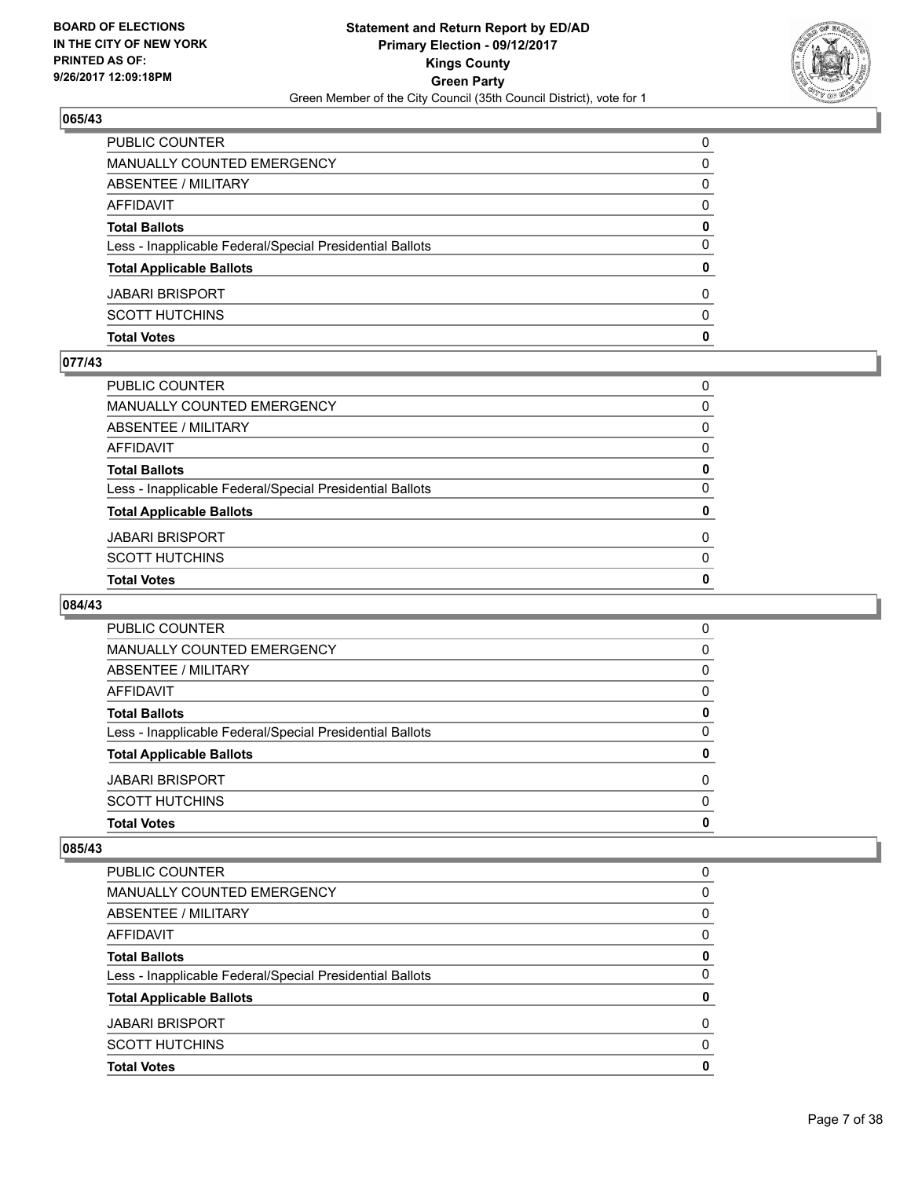## 065/43

| | |
|---|---|
| PUBLIC COUNTER | 0 |
| MANUALLY COUNTED EMERGENCY | 0 |
| ABSENTEE / MILITARY | 0 |
| AFFIDAVIT | 0 |
| **Total Ballots** | **0** |
| Less - Inapplicable Federal/Special Presidential Ballots | 0 |
| **Total Applicable Ballots** | **0** |
| JABARI BRISPORT | 0 |
| SCOTT HUTCHINS | 0 |
| **Total Votes** | **0** |

## 077/43

| | |
|---|---|
| PUBLIC COUNTER | 0 |
| MANUALLY COUNTED EMERGENCY | 0 |
| ABSENTEE / MILITARY | 0 |
| AFFIDAVIT | 0 |
| **Total Ballots** | **0** |
| Less - Inapplicable Federal/Special Presidential Ballots | 0 |
| **Total Applicable Ballots** | **0** |
| JABARI BRISPORT | 0 |
| SCOTT HUTCHINS | 0 |
| **Total Votes** | **0** |

## 084/43

| | |
|---|---|
| PUBLIC COUNTER | 0 |
| MANUALLY COUNTED EMERGENCY | 0 |
| ABSENTEE / MILITARY | 0 |
| AFFIDAVIT | 0 |
| **Total Ballots** | **0** |
| Less - Inapplicable Federal/Special Presidential Ballots | 0 |
| **Total Applicable Ballots** | **0** |
| JABARI BRISPORT | 0 |
| SCOTT HUTCHINS | 0 |
| **Total Votes** | **0** |

## 085/43

| | |
|---|---|
| PUBLIC COUNTER | 0 |
| MANUALLY COUNTED EMERGENCY | 0 |
| ABSENTEE / MILITARY | 0 |
| AFFIDAVIT | 0 |
| **Total Ballots** | **0** |
| Less - Inapplicable Federal/Special Presidential Ballots | 0 |
| **Total Applicable Ballots** | **0** |
| JABARI BRISPORT | 0 |
| SCOTT HUTCHINS | 0 |
| **Total Votes** | **0** |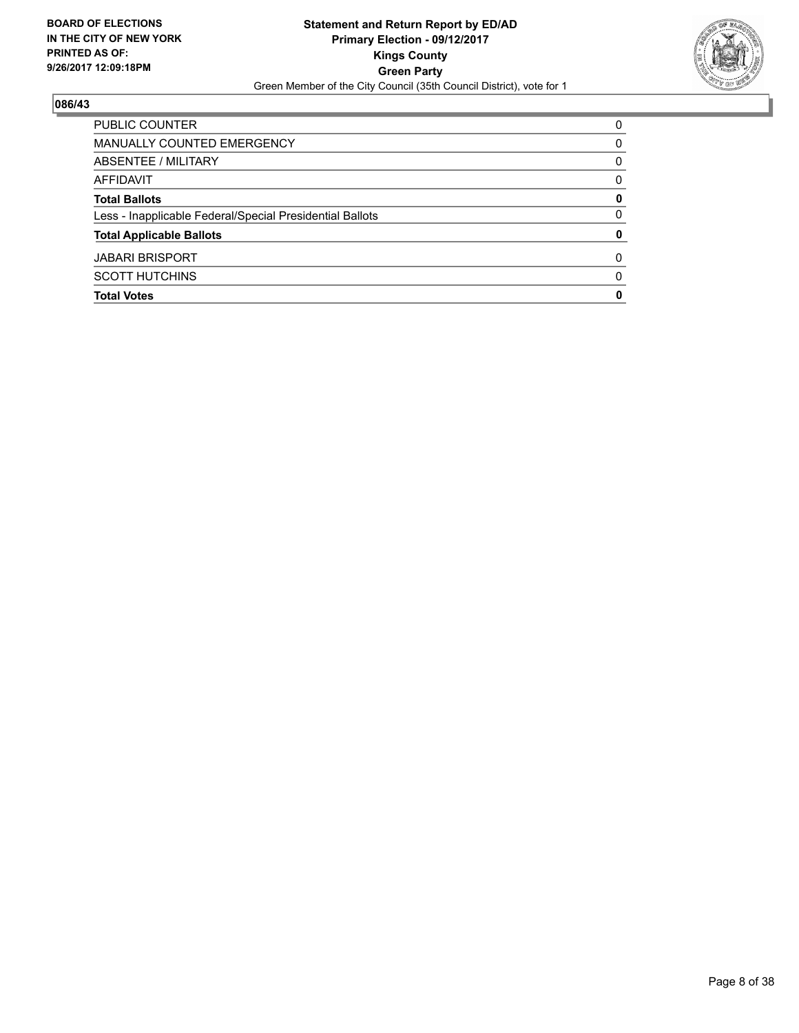**BOARD OF ELECTIONS IN THE CITY OF NEW YORK PRINTED AS OF: 9/26/2017 12:09:18PM**

**Statement and Return Report by ED/AD**
**Primary Election - 09/12/2017**
**Kings County**
**Green Party**
Green Member of the City Council (35th Council District), vote for 1

## 086/43

| | |
|---|---|
| PUBLIC COUNTER | 0 |
| MANUALLY COUNTED EMERGENCY | 0 |
| ABSENTEE / MILITARY | 0 |
| AFFIDAVIT | 0 |
| **Total Ballots** | **0** |
| Less - Inapplicable Federal/Special Presidential Ballots | 0 |
| **Total Applicable Ballots** | **0** |
| JABARI BRISPORT | 0 |
| SCOTT HUTCHINS | 0 |
| **Total Votes** | **0** |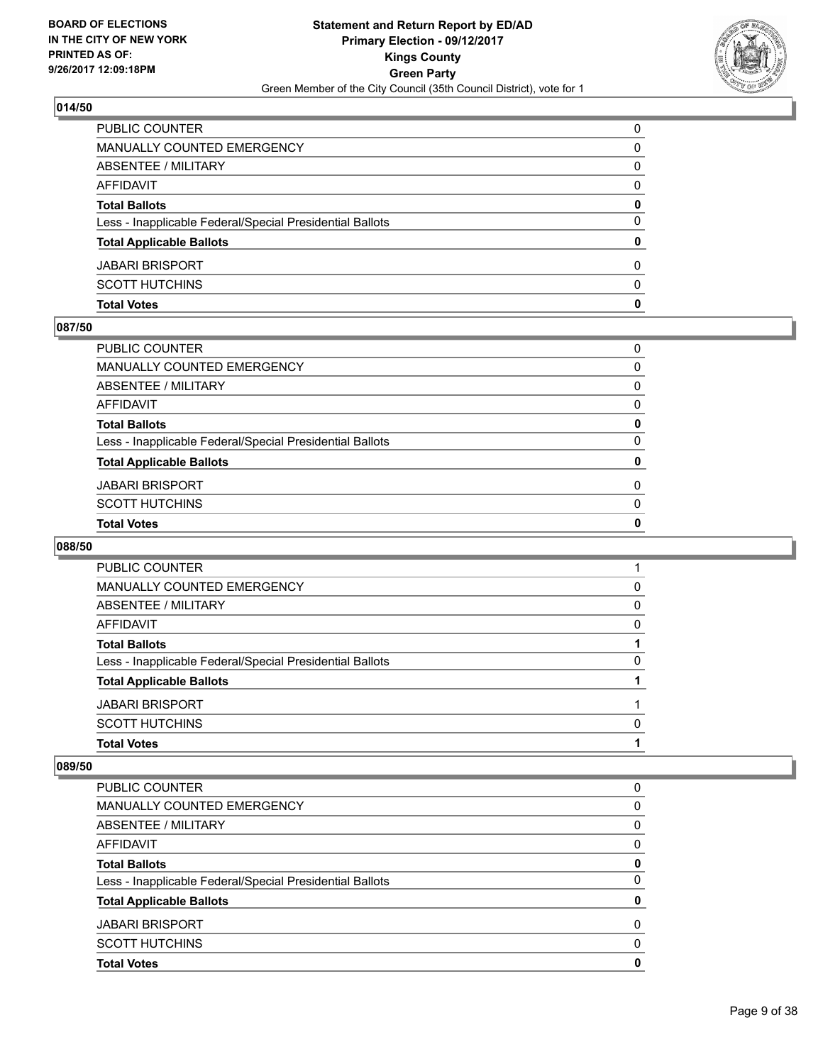## 014/50

| | |
|---|---|
| PUBLIC COUNTER | 0 |
| MANUALLY COUNTED EMERGENCY | 0 |
| ABSENTEE / MILITARY | 0 |
| AFFIDAVIT | 0 |
| **Total Ballots** | **0** |
| Less - Inapplicable Federal/Special Presidential Ballots | 0 |
| **Total Applicable Ballots** | **0** |
| JABARI BRISPORT | 0 |
| SCOTT HUTCHINS | 0 |
| **Total Votes** | **0** |

## 087/50

| | |
|---|---|
| PUBLIC COUNTER | 0 |
| MANUALLY COUNTED EMERGENCY | 0 |
| ABSENTEE / MILITARY | 0 |
| AFFIDAVIT | 0 |
| **Total Ballots** | **0** |
| Less - Inapplicable Federal/Special Presidential Ballots | 0 |
| **Total Applicable Ballots** | **0** |
| JABARI BRISPORT | 0 |
| SCOTT HUTCHINS | 0 |
| **Total Votes** | **0** |

## 088/50

| | |
|---|---|
| PUBLIC COUNTER | 1 |
| MANUALLY COUNTED EMERGENCY | 0 |
| ABSENTEE / MILITARY | 0 |
| AFFIDAVIT | 0 |
| **Total Ballots** | **1** |
| Less - Inapplicable Federal/Special Presidential Ballots | 0 |
| **Total Applicable Ballots** | **1** |
| JABARI BRISPORT | 1 |
| SCOTT HUTCHINS | 0 |
| **Total Votes** | **1** |

## 089/50

| | |
|---|---|
| PUBLIC COUNTER | 0 |
| MANUALLY COUNTED EMERGENCY | 0 |
| ABSENTEE / MILITARY | 0 |
| AFFIDAVIT | 0 |
| **Total Ballots** | **0** |
| Less - Inapplicable Federal/Special Presidential Ballots | 0 |
| **Total Applicable Ballots** | **0** |
| JABARI BRISPORT | 0 |
| SCOTT HUTCHINS | 0 |
| **Total Votes** | **0** |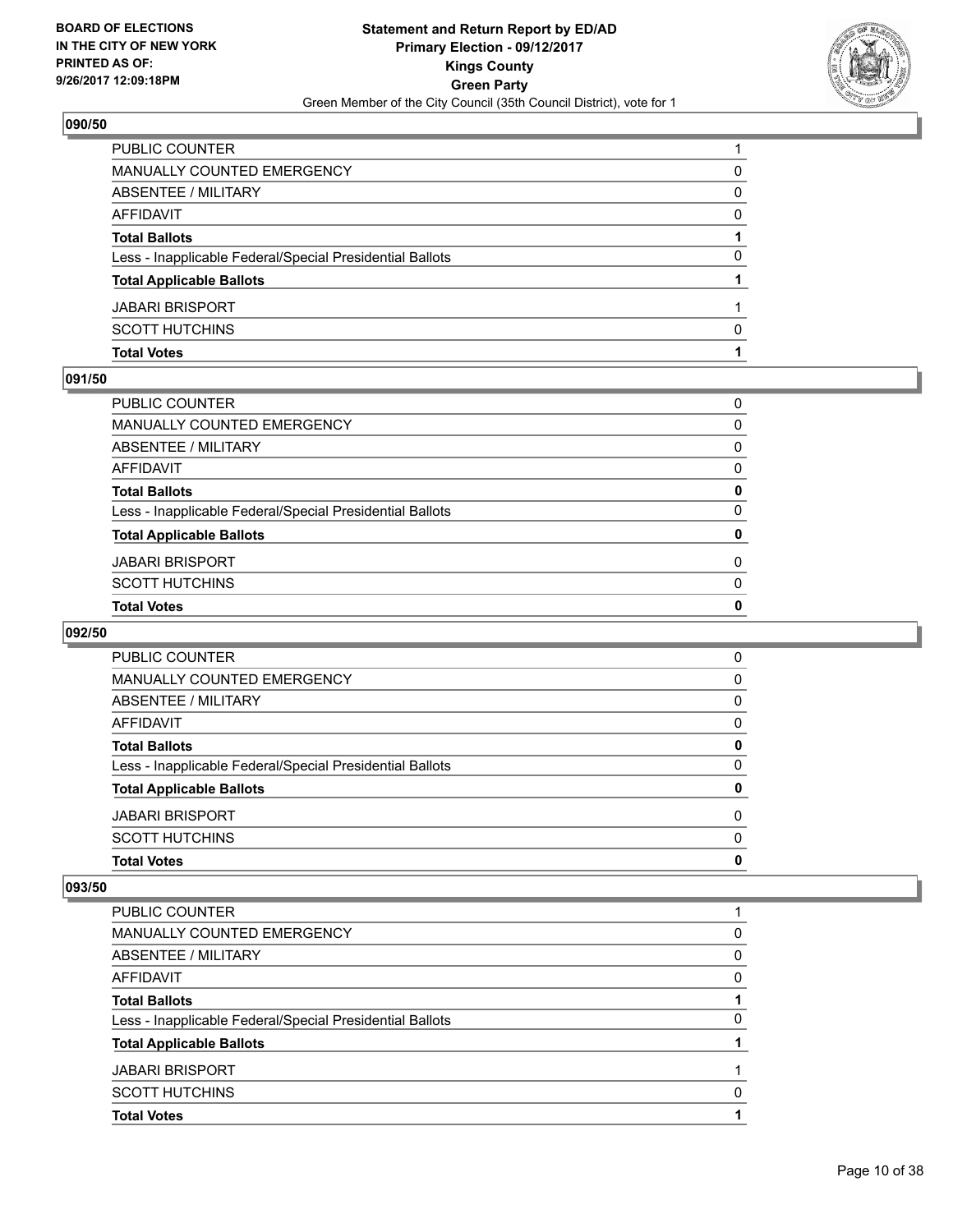**BOARD OF ELECTIONS IN THE CITY OF NEW YORK PRINTED AS OF: 9/26/2017 12:09:18PM**

**Statement and Return Report by ED/AD**
**Primary Election - 09/12/2017**
**Kings County**
**Green Party**
Green Member of the City Council (35th Council District), vote for 1

### 090/50

| | |
|---|---|
| PUBLIC COUNTER | 1 |
| MANUALLY COUNTED EMERGENCY | 0 |
| ABSENTEE / MILITARY | 0 |
| AFFIDAVIT | 0 |
| **Total Ballots** | **1** |
| Less - Inapplicable Federal/Special Presidential Ballots | 0 |
| **Total Applicable Ballots** | **1** |
| JABARI BRISPORT | 1 |
| SCOTT HUTCHINS | 0 |
| **Total Votes** | **1** |

### 091/50

| | |
|---|---|
| PUBLIC COUNTER | 0 |
| MANUALLY COUNTED EMERGENCY | 0 |
| ABSENTEE / MILITARY | 0 |
| AFFIDAVIT | 0 |
| **Total Ballots** | **0** |
| Less - Inapplicable Federal/Special Presidential Ballots | 0 |
| **Total Applicable Ballots** | **0** |
| JABARI BRISPORT | 0 |
| SCOTT HUTCHINS | 0 |
| **Total Votes** | **0** |

### 092/50

| | |
|---|---|
| PUBLIC COUNTER | 0 |
| MANUALLY COUNTED EMERGENCY | 0 |
| ABSENTEE / MILITARY | 0 |
| AFFIDAVIT | 0 |
| **Total Ballots** | **0** |
| Less - Inapplicable Federal/Special Presidential Ballots | 0 |
| **Total Applicable Ballots** | **0** |
| JABARI BRISPORT | 0 |
| SCOTT HUTCHINS | 0 |
| **Total Votes** | **0** |

### 093/50

| | |
|---|---|
| PUBLIC COUNTER | 1 |
| MANUALLY COUNTED EMERGENCY | 0 |
| ABSENTEE / MILITARY | 0 |
| AFFIDAVIT | 0 |
| **Total Ballots** | **1** |
| Less - Inapplicable Federal/Special Presidential Ballots | 0 |
| **Total Applicable Ballots** | **1** |
| JABARI BRISPORT | 1 |
| SCOTT HUTCHINS | 0 |
| **Total Votes** | **1** |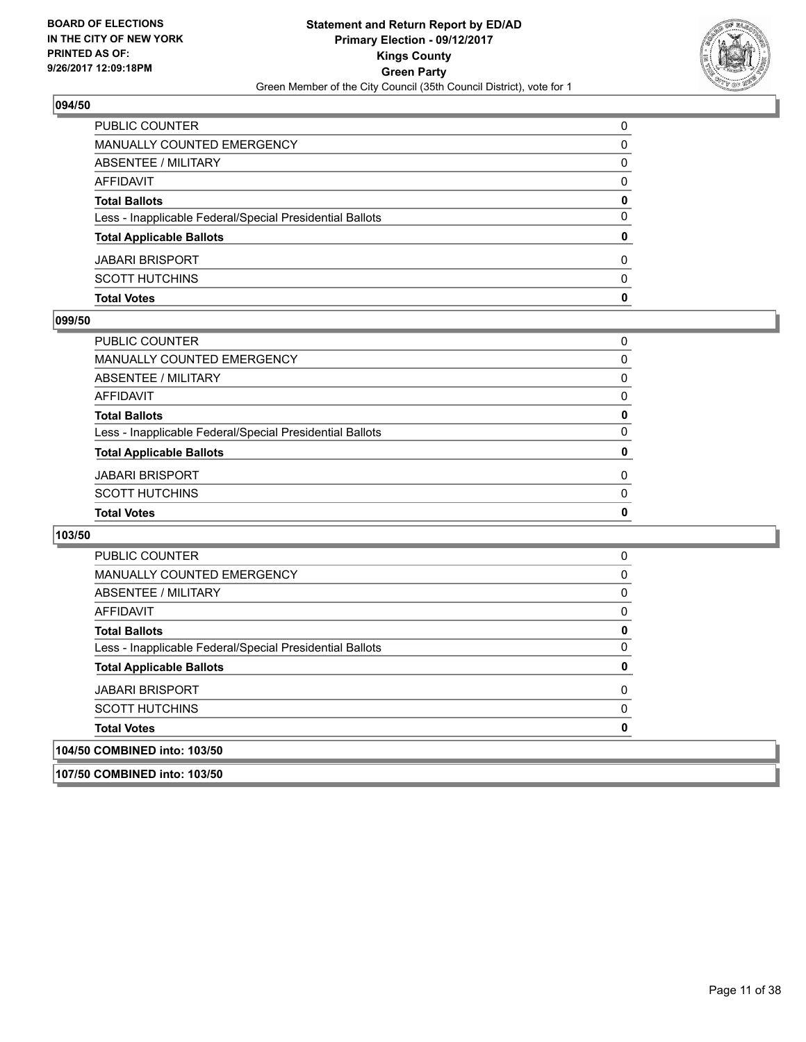BOARD OF ELECTIONS
IN THE CITY OF NEW YORK
PRINTED AS OF:
9/26/2017 12:09:18PM

**Statement and Return Report by ED/AD**
**Primary Election - 09/12/2017**
**Kings County**
**Green Party**
Green Member of the City Council (35th Council District), vote for 1

### 094/50

| | |
|---|---|
| PUBLIC COUNTER | 0 |
| MANUALLY COUNTED EMERGENCY | 0 |
| ABSENTEE / MILITARY | 0 |
| AFFIDAVIT | 0 |
| **Total Ballots** | **0** |
| Less - Inapplicable Federal/Special Presidential Ballots | 0 |
| **Total Applicable Ballots** | **0** |
| JABARI BRISPORT | 0 |
| SCOTT HUTCHINS | 0 |
| **Total Votes** | **0** |

### 099/50

| | |
|---|---|
| PUBLIC COUNTER | 0 |
| MANUALLY COUNTED EMERGENCY | 0 |
| ABSENTEE / MILITARY | 0 |
| AFFIDAVIT | 0 |
| **Total Ballots** | **0** |
| Less - Inapplicable Federal/Special Presidential Ballots | 0 |
| **Total Applicable Ballots** | **0** |
| JABARI BRISPORT | 0 |
| SCOTT HUTCHINS | 0 |
| **Total Votes** | **0** |

### 103/50

| | |
|---|---|
| PUBLIC COUNTER | 0 |
| MANUALLY COUNTED EMERGENCY | 0 |
| ABSENTEE / MILITARY | 0 |
| AFFIDAVIT | 0 |
| **Total Ballots** | **0** |
| Less - Inapplicable Federal/Special Presidential Ballots | 0 |
| **Total Applicable Ballots** | **0** |
| JABARI BRISPORT | 0 |
| SCOTT HUTCHINS | 0 |
| **Total Votes** | **0** |

### 104/50 COMBINED into: 103/50

### 107/50 COMBINED into: 103/50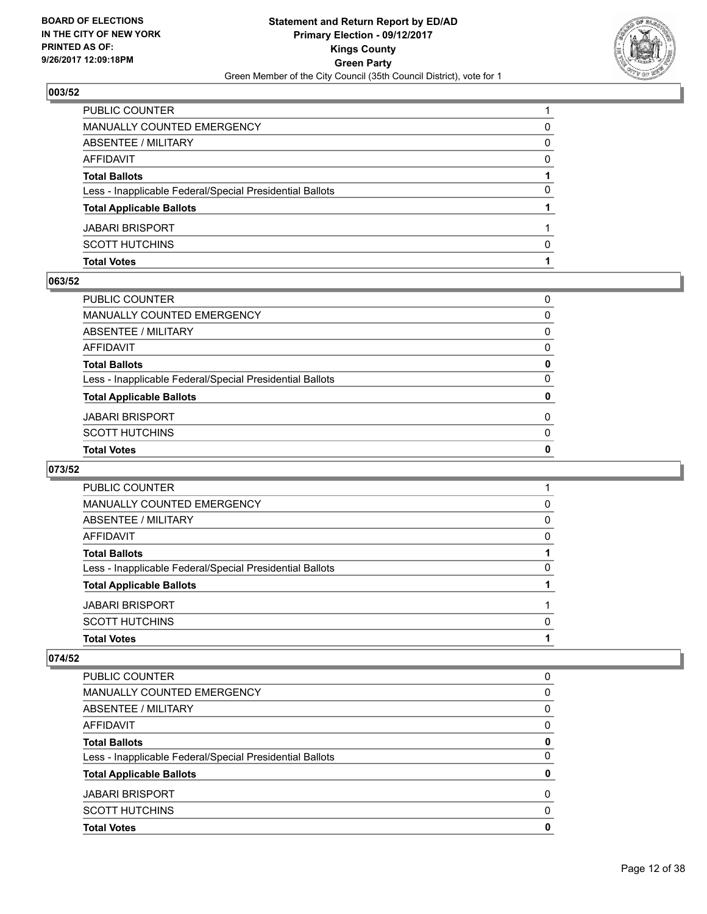**BOARD OF ELECTIONS IN THE CITY OF NEW YORK PRINTED AS OF: 9/26/2017 12:09:18PM**

**Statement and Return Report by ED/AD Primary Election - 09/12/2017 Kings County Green Party**

Green Member of the City Council (35th Council District), vote for 1

## 003/52

| | |
|---|---|
| PUBLIC COUNTER | 1 |
| MANUALLY COUNTED EMERGENCY | 0 |
| ABSENTEE / MILITARY | 0 |
| AFFIDAVIT | 0 |
| **Total Ballots** | **1** |
| Less - Inapplicable Federal/Special Presidential Ballots | 0 |
| **Total Applicable Ballots** | **1** |
| JABARI BRISPORT | 1 |
| SCOTT HUTCHINS | 0 |
| **Total Votes** | **1** |

## 063/52

| | |
|---|---|
| PUBLIC COUNTER | 0 |
| MANUALLY COUNTED EMERGENCY | 0 |
| ABSENTEE / MILITARY | 0 |
| AFFIDAVIT | 0 |
| **Total Ballots** | **0** |
| Less - Inapplicable Federal/Special Presidential Ballots | 0 |
| **Total Applicable Ballots** | **0** |
| JABARI BRISPORT | 0 |
| SCOTT HUTCHINS | 0 |
| **Total Votes** | **0** |

## 073/52

| | |
|---|---|
| PUBLIC COUNTER | 1 |
| MANUALLY COUNTED EMERGENCY | 0 |
| ABSENTEE / MILITARY | 0 |
| AFFIDAVIT | 0 |
| **Total Ballots** | **1** |
| Less - Inapplicable Federal/Special Presidential Ballots | 0 |
| **Total Applicable Ballots** | **1** |
| JABARI BRISPORT | 1 |
| SCOTT HUTCHINS | 0 |
| **Total Votes** | **1** |

## 074/52

| | |
|---|---|
| PUBLIC COUNTER | 0 |
| MANUALLY COUNTED EMERGENCY | 0 |
| ABSENTEE / MILITARY | 0 |
| AFFIDAVIT | 0 |
| **Total Ballots** | **0** |
| Less - Inapplicable Federal/Special Presidential Ballots | 0 |
| **Total Applicable Ballots** | **0** |
| JABARI BRISPORT | 0 |
| SCOTT HUTCHINS | 0 |
| **Total Votes** | **0** |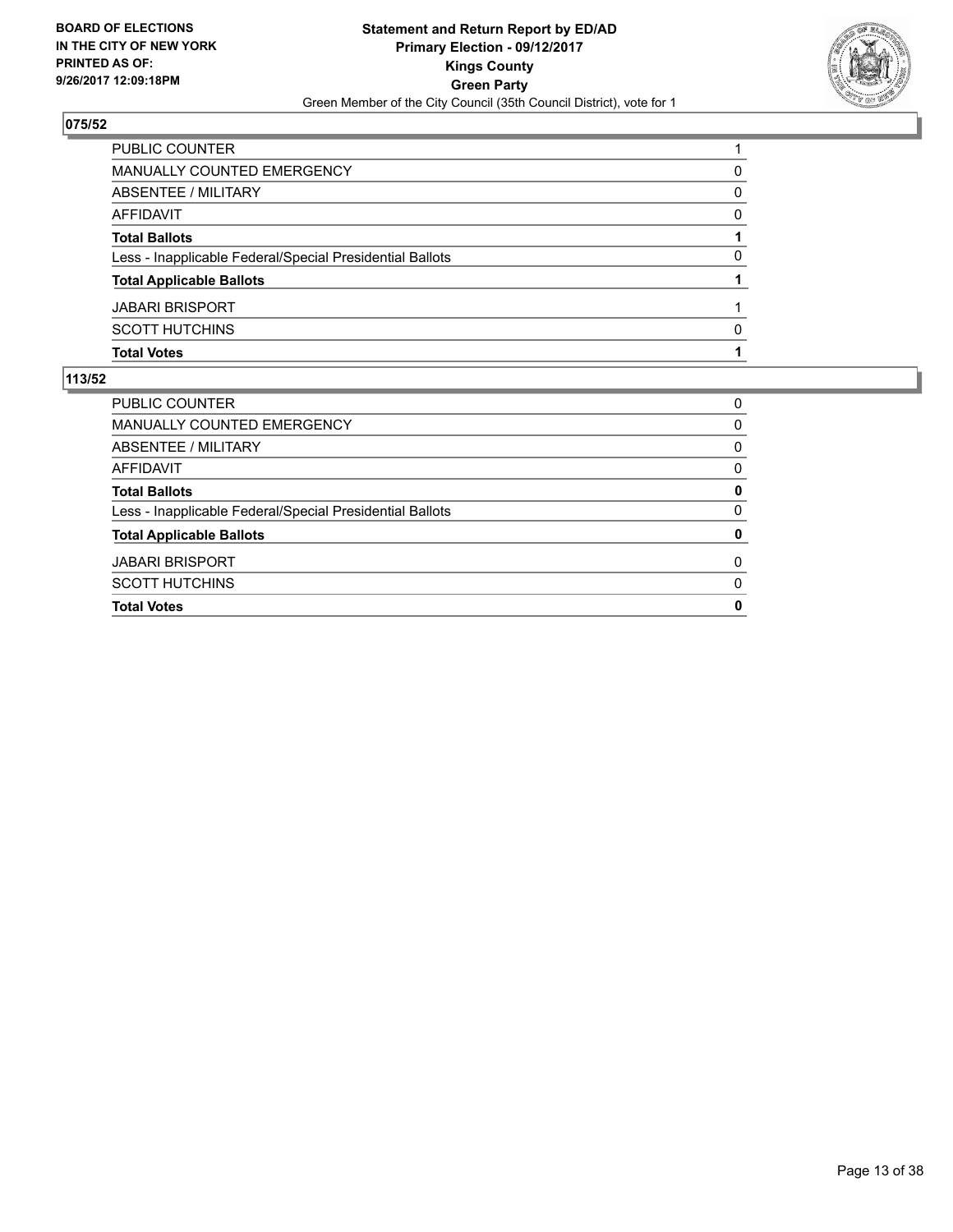BOARD OF ELECTIONS
IN THE CITY OF NEW YORK
PRINTED AS OF:
9/26/2017 12:09:18PM

**Statement and Return Report by ED/AD**
**Primary Election - 09/12/2017**
**Kings County**
**Green Party**
Green Member of the City Council (35th Council District), vote for 1

## 075/52

| | |
|---|---|
| PUBLIC COUNTER | 1 |
| MANUALLY COUNTED EMERGENCY | 0 |
| ABSENTEE / MILITARY | 0 |
| AFFIDAVIT | 0 |
| **Total Ballots** | **1** |
| Less - Inapplicable Federal/Special Presidential Ballots | 0 |
| **Total Applicable Ballots** | **1** |
| JABARI BRISPORT | 1 |
| SCOTT HUTCHINS | 0 |
| **Total Votes** | **1** |

## 113/52

| | |
|---|---|
| PUBLIC COUNTER | 0 |
| MANUALLY COUNTED EMERGENCY | 0 |
| ABSENTEE / MILITARY | 0 |
| AFFIDAVIT | 0 |
| **Total Ballots** | **0** |
| Less - Inapplicable Federal/Special Presidential Ballots | 0 |
| **Total Applicable Ballots** | **0** |
| JABARI BRISPORT | 0 |
| SCOTT HUTCHINS | 0 |
| **Total Votes** | **0** |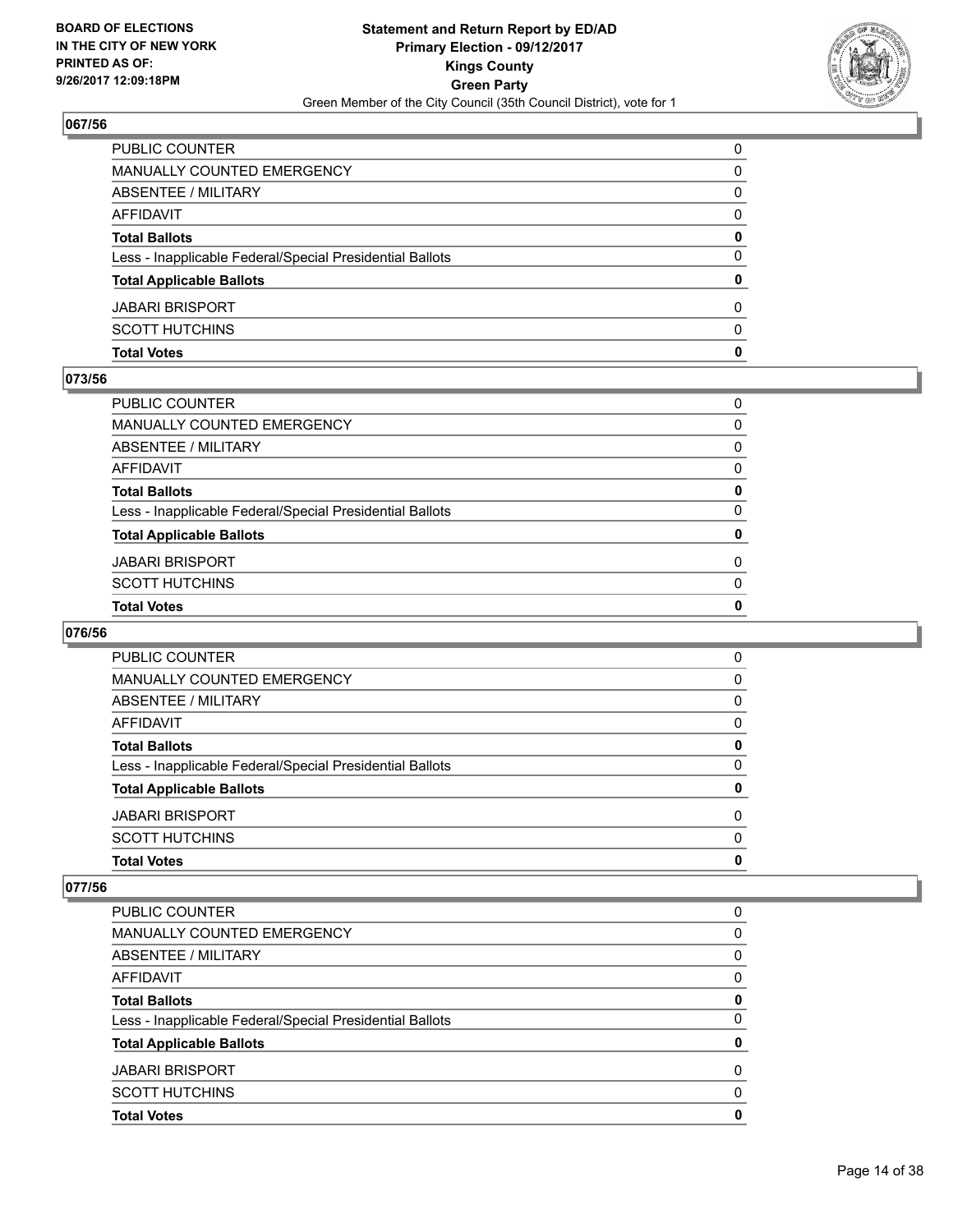## 067/56

| | |
|---|---|
| PUBLIC COUNTER | 0 |
| MANUALLY COUNTED EMERGENCY | 0 |
| ABSENTEE / MILITARY | 0 |
| AFFIDAVIT | 0 |
| **Total Ballots** | **0** |
| Less - Inapplicable Federal/Special Presidential Ballots | 0 |
| **Total Applicable Ballots** | **0** |
| JABARI BRISPORT | 0 |
| SCOTT HUTCHINS | 0 |
| **Total Votes** | **0** |

## 073/56

| | |
|---|---|
| PUBLIC COUNTER | 0 |
| MANUALLY COUNTED EMERGENCY | 0 |
| ABSENTEE / MILITARY | 0 |
| AFFIDAVIT | 0 |
| **Total Ballots** | **0** |
| Less - Inapplicable Federal/Special Presidential Ballots | 0 |
| **Total Applicable Ballots** | **0** |
| JABARI BRISPORT | 0 |
| SCOTT HUTCHINS | 0 |
| **Total Votes** | **0** |

## 076/56

| | |
|---|---|
| PUBLIC COUNTER | 0 |
| MANUALLY COUNTED EMERGENCY | 0 |
| ABSENTEE / MILITARY | 0 |
| AFFIDAVIT | 0 |
| **Total Ballots** | **0** |
| Less - Inapplicable Federal/Special Presidential Ballots | 0 |
| **Total Applicable Ballots** | **0** |
| JABARI BRISPORT | 0 |
| SCOTT HUTCHINS | 0 |
| **Total Votes** | **0** |

## 077/56

| | |
|---|---|
| PUBLIC COUNTER | 0 |
| MANUALLY COUNTED EMERGENCY | 0 |
| ABSENTEE / MILITARY | 0 |
| AFFIDAVIT | 0 |
| **Total Ballots** | **0** |
| Less - Inapplicable Federal/Special Presidential Ballots | 0 |
| **Total Applicable Ballots** | **0** |
| JABARI BRISPORT | 0 |
| SCOTT HUTCHINS | 0 |
| **Total Votes** | **0** |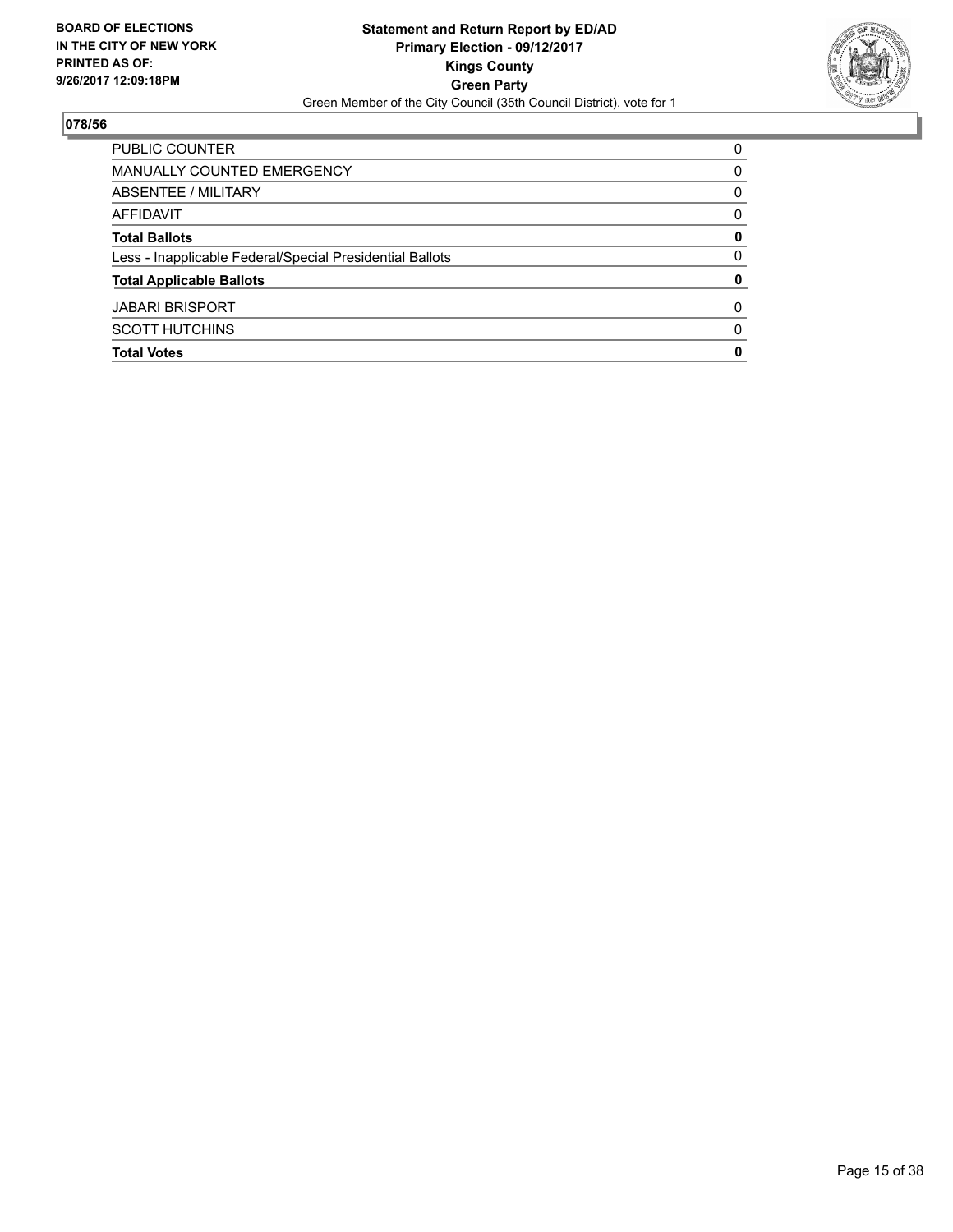**BOARD OF ELECTIONS IN THE CITY OF NEW YORK PRINTED AS OF: 9/26/2017 12:09:18PM**

**Statement and Return Report by ED/AD**
**Primary Election - 09/12/2017**
**Kings County**
**Green Party**
Green Member of the City Council (35th Council District), vote for 1

**078/56**

| | |
|---|---|
| PUBLIC COUNTER | 0 |
| MANUALLY COUNTED EMERGENCY | 0 |
| ABSENTEE / MILITARY | 0 |
| AFFIDAVIT | 0 |
| **Total Ballots** | **0** |
| Less - Inapplicable Federal/Special Presidential Ballots | 0 |
| **Total Applicable Ballots** | **0** |
| JABARI BRISPORT | 0 |
| SCOTT HUTCHINS | 0 |
| **Total Votes** | **0** |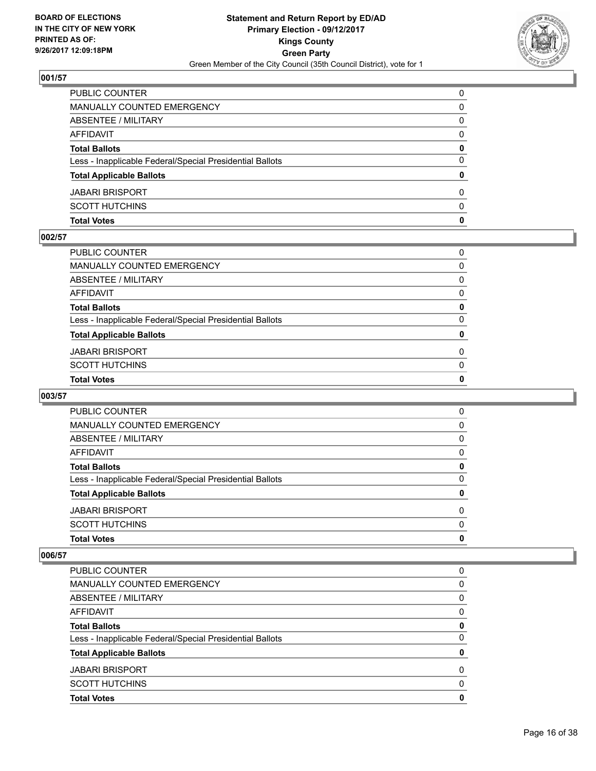BOARD OF ELECTIONS
IN THE CITY OF NEW YORK
PRINTED AS OF:
9/26/2017 12:09:18PM

**Statement and Return Report by ED/AD**
**Primary Election - 09/12/2017**
**Kings County**
**Green Party**
Green Member of the City Council (35th Council District), vote for 1

### 001/57

| | |
|---|---|
| PUBLIC COUNTER | 0 |
| MANUALLY COUNTED EMERGENCY | 0 |
| ABSENTEE / MILITARY | 0 |
| AFFIDAVIT | 0 |
| **Total Ballots** | **0** |
| Less - Inapplicable Federal/Special Presidential Ballots | 0 |
| **Total Applicable Ballots** | **0** |
| JABARI BRISPORT | 0 |
| SCOTT HUTCHINS | 0 |
| **Total Votes** | **0** |

### 002/57

| | |
|---|---|
| PUBLIC COUNTER | 0 |
| MANUALLY COUNTED EMERGENCY | 0 |
| ABSENTEE / MILITARY | 0 |
| AFFIDAVIT | 0 |
| **Total Ballots** | **0** |
| Less - Inapplicable Federal/Special Presidential Ballots | 0 |
| **Total Applicable Ballots** | **0** |
| JABARI BRISPORT | 0 |
| SCOTT HUTCHINS | 0 |
| **Total Votes** | **0** |

### 003/57

| | |
|---|---|
| PUBLIC COUNTER | 0 |
| MANUALLY COUNTED EMERGENCY | 0 |
| ABSENTEE / MILITARY | 0 |
| AFFIDAVIT | 0 |
| **Total Ballots** | **0** |
| Less - Inapplicable Federal/Special Presidential Ballots | 0 |
| **Total Applicable Ballots** | **0** |
| JABARI BRISPORT | 0 |
| SCOTT HUTCHINS | 0 |
| **Total Votes** | **0** |

### 006/57

| | |
|---|---|
| PUBLIC COUNTER | 0 |
| MANUALLY COUNTED EMERGENCY | 0 |
| ABSENTEE / MILITARY | 0 |
| AFFIDAVIT | 0 |
| **Total Ballots** | **0** |
| Less - Inapplicable Federal/Special Presidential Ballots | 0 |
| **Total Applicable Ballots** | **0** |
| JABARI BRISPORT | 0 |
| SCOTT HUTCHINS | 0 |
| **Total Votes** | **0** |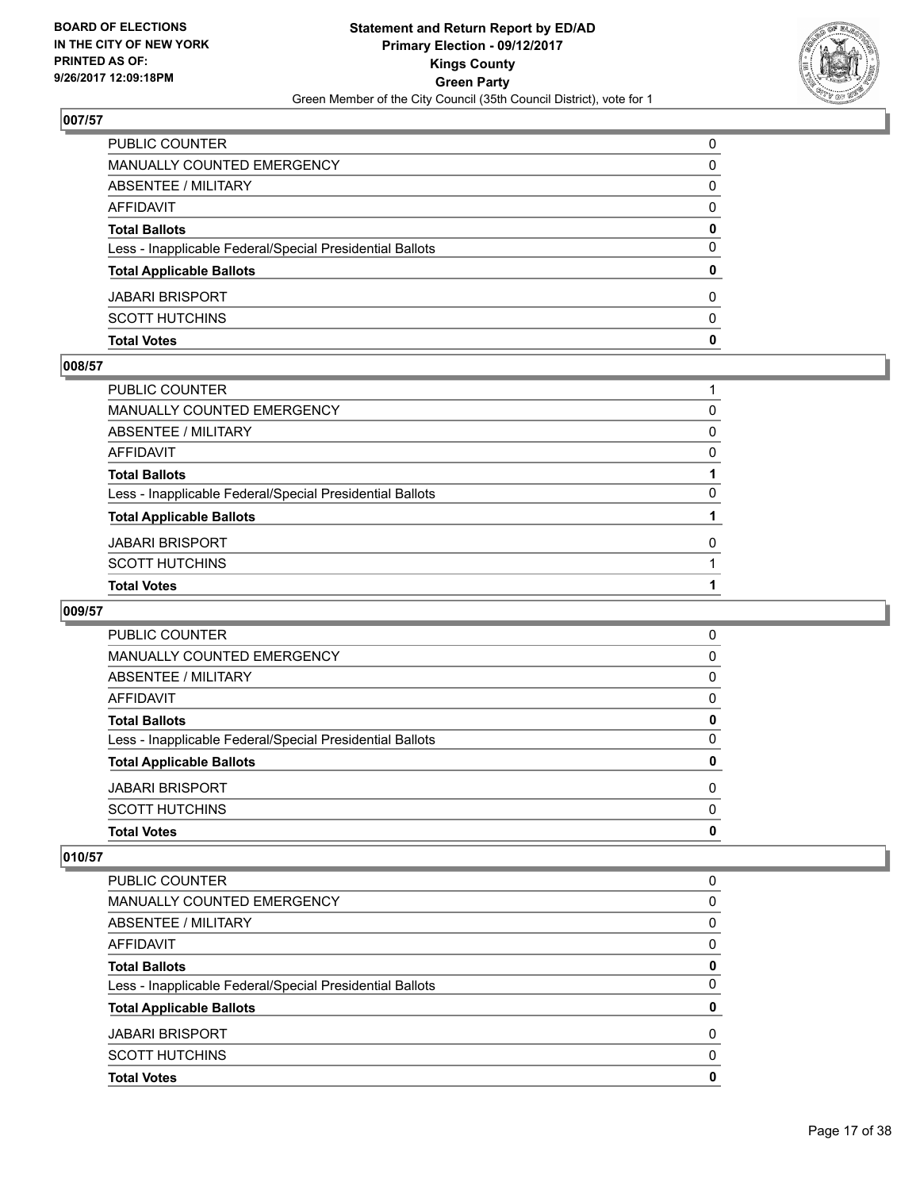BOARD OF ELECTIONS
IN THE CITY OF NEW YORK
PRINTED AS OF:
9/26/2017 12:09:18PM

**Statement and Return Report by ED/AD**
**Primary Election - 09/12/2017**
**Kings County**
**Green Party**
Green Member of the City Council (35th Council District), vote for 1

### 007/57

| | |
|---|---|
| PUBLIC COUNTER | 0 |
| MANUALLY COUNTED EMERGENCY | 0 |
| ABSENTEE / MILITARY | 0 |
| AFFIDAVIT | 0 |
| **Total Ballots** | **0** |
| Less - Inapplicable Federal/Special Presidential Ballots | 0 |
| **Total Applicable Ballots** | **0** |
| JABARI BRISPORT | 0 |
| SCOTT HUTCHINS | 0 |
| **Total Votes** | **0** |

### 008/57

| | |
|---|---|
| PUBLIC COUNTER | 1 |
| MANUALLY COUNTED EMERGENCY | 0 |
| ABSENTEE / MILITARY | 0 |
| AFFIDAVIT | 0 |
| **Total Ballots** | **1** |
| Less - Inapplicable Federal/Special Presidential Ballots | 0 |
| **Total Applicable Ballots** | **1** |
| JABARI BRISPORT | 0 |
| SCOTT HUTCHINS | 1 |
| **Total Votes** | **1** |

### 009/57

| | |
|---|---|
| PUBLIC COUNTER | 0 |
| MANUALLY COUNTED EMERGENCY | 0 |
| ABSENTEE / MILITARY | 0 |
| AFFIDAVIT | 0 |
| **Total Ballots** | **0** |
| Less - Inapplicable Federal/Special Presidential Ballots | 0 |
| **Total Applicable Ballots** | **0** |
| JABARI BRISPORT | 0 |
| SCOTT HUTCHINS | 0 |
| **Total Votes** | **0** |

### 010/57

| | |
|---|---|
| PUBLIC COUNTER | 0 |
| MANUALLY COUNTED EMERGENCY | 0 |
| ABSENTEE / MILITARY | 0 |
| AFFIDAVIT | 0 |
| **Total Ballots** | **0** |
| Less - Inapplicable Federal/Special Presidential Ballots | 0 |
| **Total Applicable Ballots** | **0** |
| JABARI BRISPORT | 0 |
| SCOTT HUTCHINS | 0 |
| **Total Votes** | **0** |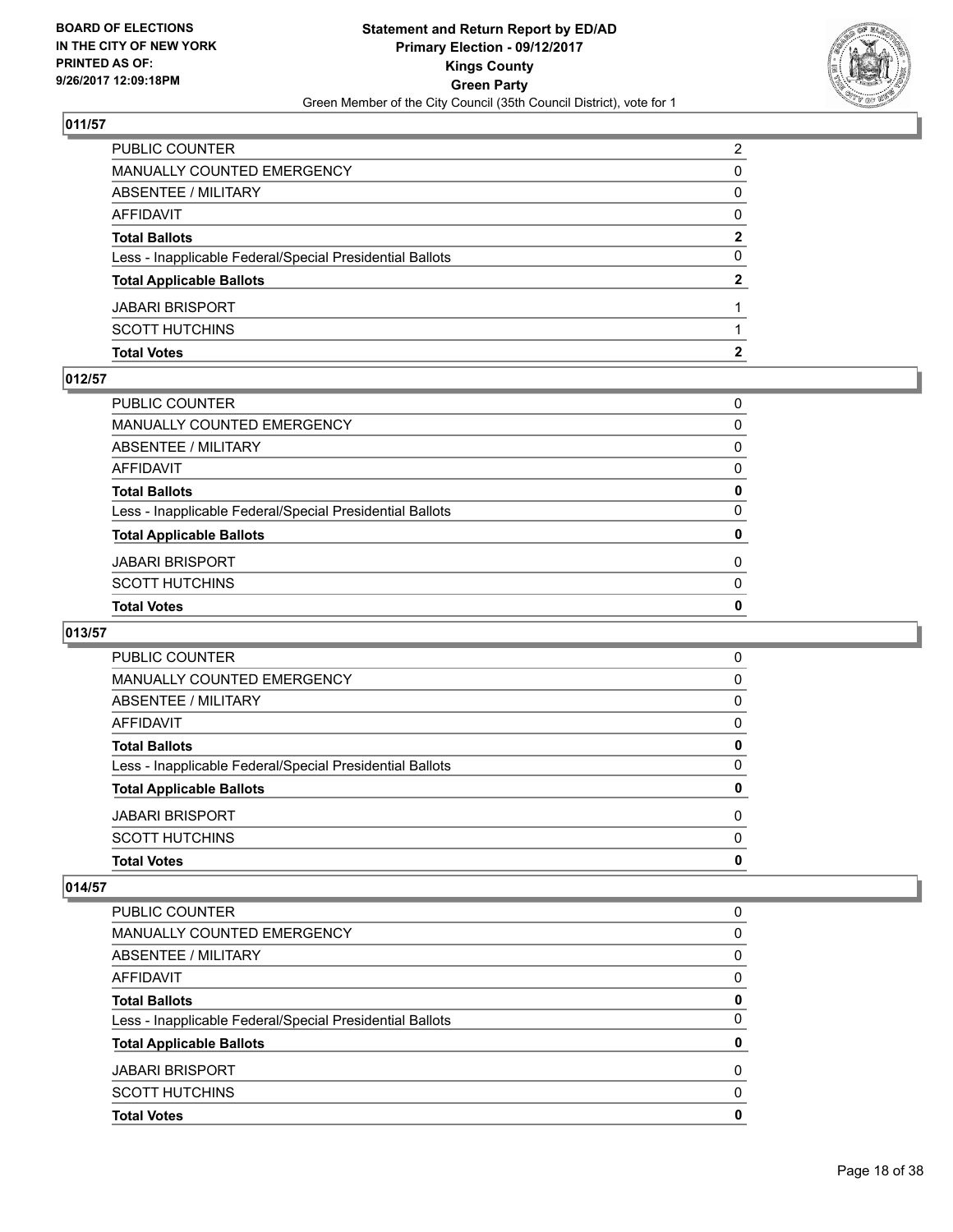**BOARD OF ELECTIONS IN THE CITY OF NEW YORK PRINTED AS OF: 9/26/2017 12:09:18PM**

**Statement and Return Report by ED/AD Primary Election - 09/12/2017 Kings County Green Party**

Green Member of the City Council (35th Council District), vote for 1

## 011/57

| | |
|---|---|
| PUBLIC COUNTER | 2 |
| MANUALLY COUNTED EMERGENCY | 0 |
| ABSENTEE / MILITARY | 0 |
| AFFIDAVIT | 0 |
| **Total Ballots** | **2** |
| Less - Inapplicable Federal/Special Presidential Ballots | 0 |
| **Total Applicable Ballots** | **2** |
| JABARI BRISPORT | 1 |
| SCOTT HUTCHINS | 1 |
| **Total Votes** | **2** |

## 012/57

| | |
|---|---|
| PUBLIC COUNTER | 0 |
| MANUALLY COUNTED EMERGENCY | 0 |
| ABSENTEE / MILITARY | 0 |
| AFFIDAVIT | 0 |
| **Total Ballots** | **0** |
| Less - Inapplicable Federal/Special Presidential Ballots | 0 |
| **Total Applicable Ballots** | **0** |
| JABARI BRISPORT | 0 |
| SCOTT HUTCHINS | 0 |
| **Total Votes** | **0** |

## 013/57

| | |
|---|---|
| PUBLIC COUNTER | 0 |
| MANUALLY COUNTED EMERGENCY | 0 |
| ABSENTEE / MILITARY | 0 |
| AFFIDAVIT | 0 |
| **Total Ballots** | **0** |
| Less - Inapplicable Federal/Special Presidential Ballots | 0 |
| **Total Applicable Ballots** | **0** |
| JABARI BRISPORT | 0 |
| SCOTT HUTCHINS | 0 |
| **Total Votes** | **0** |

## 014/57

| | |
|---|---|
| PUBLIC COUNTER | 0 |
| MANUALLY COUNTED EMERGENCY | 0 |
| ABSENTEE / MILITARY | 0 |
| AFFIDAVIT | 0 |
| **Total Ballots** | **0** |
| Less - Inapplicable Federal/Special Presidential Ballots | 0 |
| **Total Applicable Ballots** | **0** |
| JABARI BRISPORT | 0 |
| SCOTT HUTCHINS | 0 |
| **Total Votes** | **0** |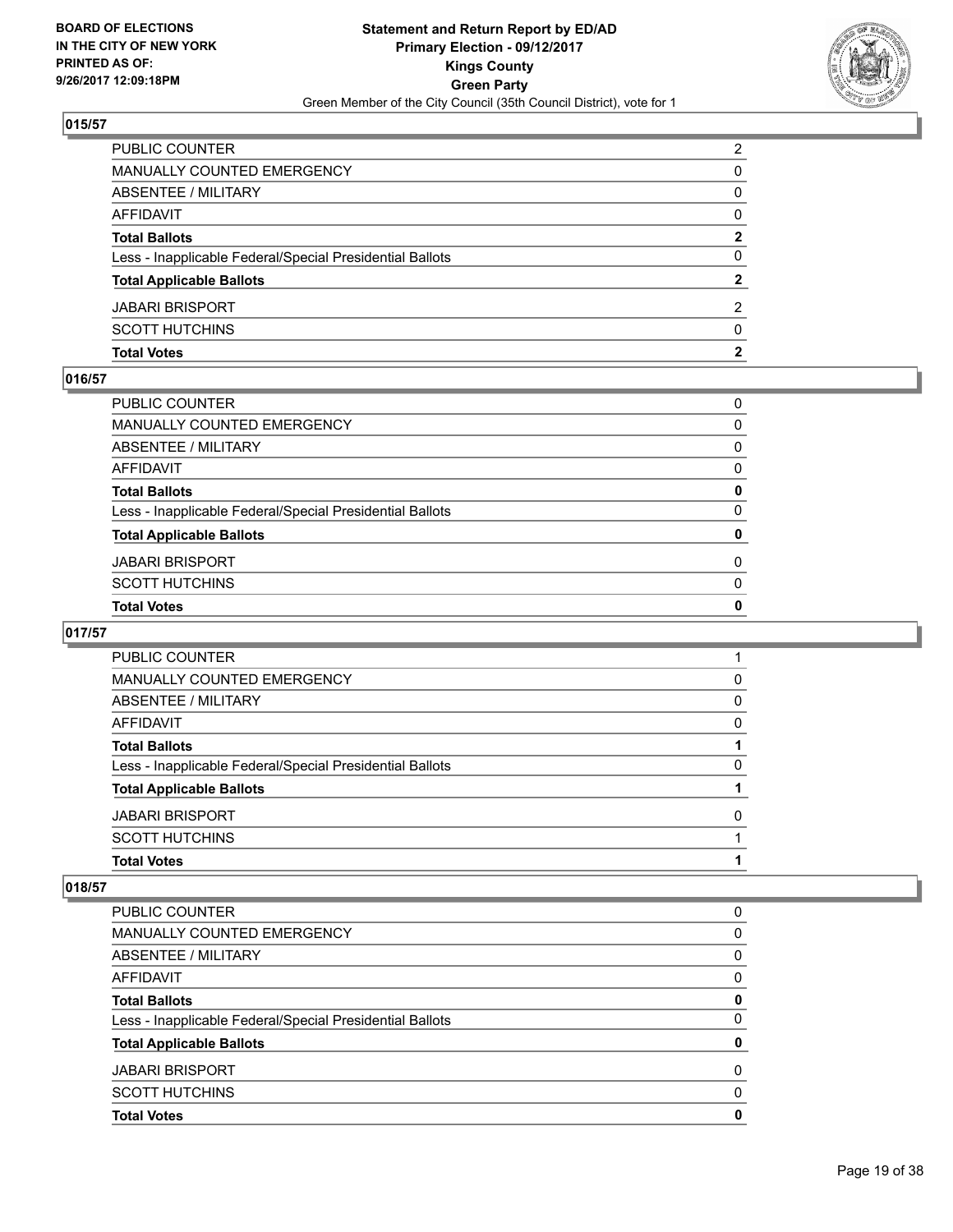**BOARD OF ELECTIONS IN THE CITY OF NEW YORK PRINTED AS OF: 9/26/2017 12:09:18PM**

**Statement and Return Report by ED/AD Primary Election - 09/12/2017 Kings County Green Party**

Green Member of the City Council (35th Council District), vote for 1

### 015/57

| | |
|---|---|
| PUBLIC COUNTER | 2 |
| MANUALLY COUNTED EMERGENCY | 0 |
| ABSENTEE / MILITARY | 0 |
| AFFIDAVIT | 0 |
| **Total Ballots** | **2** |
| Less - Inapplicable Federal/Special Presidential Ballots | 0 |
| **Total Applicable Ballots** | **2** |
| JABARI BRISPORT | 2 |
| SCOTT HUTCHINS | 0 |
| **Total Votes** | **2** |

### 016/57

| | |
|---|---|
| PUBLIC COUNTER | 0 |
| MANUALLY COUNTED EMERGENCY | 0 |
| ABSENTEE / MILITARY | 0 |
| AFFIDAVIT | 0 |
| **Total Ballots** | **0** |
| Less - Inapplicable Federal/Special Presidential Ballots | 0 |
| **Total Applicable Ballots** | **0** |
| JABARI BRISPORT | 0 |
| SCOTT HUTCHINS | 0 |
| **Total Votes** | **0** |

### 017/57

| | |
|---|---|
| PUBLIC COUNTER | 1 |
| MANUALLY COUNTED EMERGENCY | 0 |
| ABSENTEE / MILITARY | 0 |
| AFFIDAVIT | 0 |
| **Total Ballots** | **1** |
| Less - Inapplicable Federal/Special Presidential Ballots | 0 |
| **Total Applicable Ballots** | **1** |
| JABARI BRISPORT | 0 |
| SCOTT HUTCHINS | 1 |
| **Total Votes** | **1** |

### 018/57

| | |
|---|---|
| PUBLIC COUNTER | 0 |
| MANUALLY COUNTED EMERGENCY | 0 |
| ABSENTEE / MILITARY | 0 |
| AFFIDAVIT | 0 |
| **Total Ballots** | **0** |
| Less - Inapplicable Federal/Special Presidential Ballots | 0 |
| **Total Applicable Ballots** | **0** |
| JABARI BRISPORT | 0 |
| SCOTT HUTCHINS | 0 |
| **Total Votes** | **0** |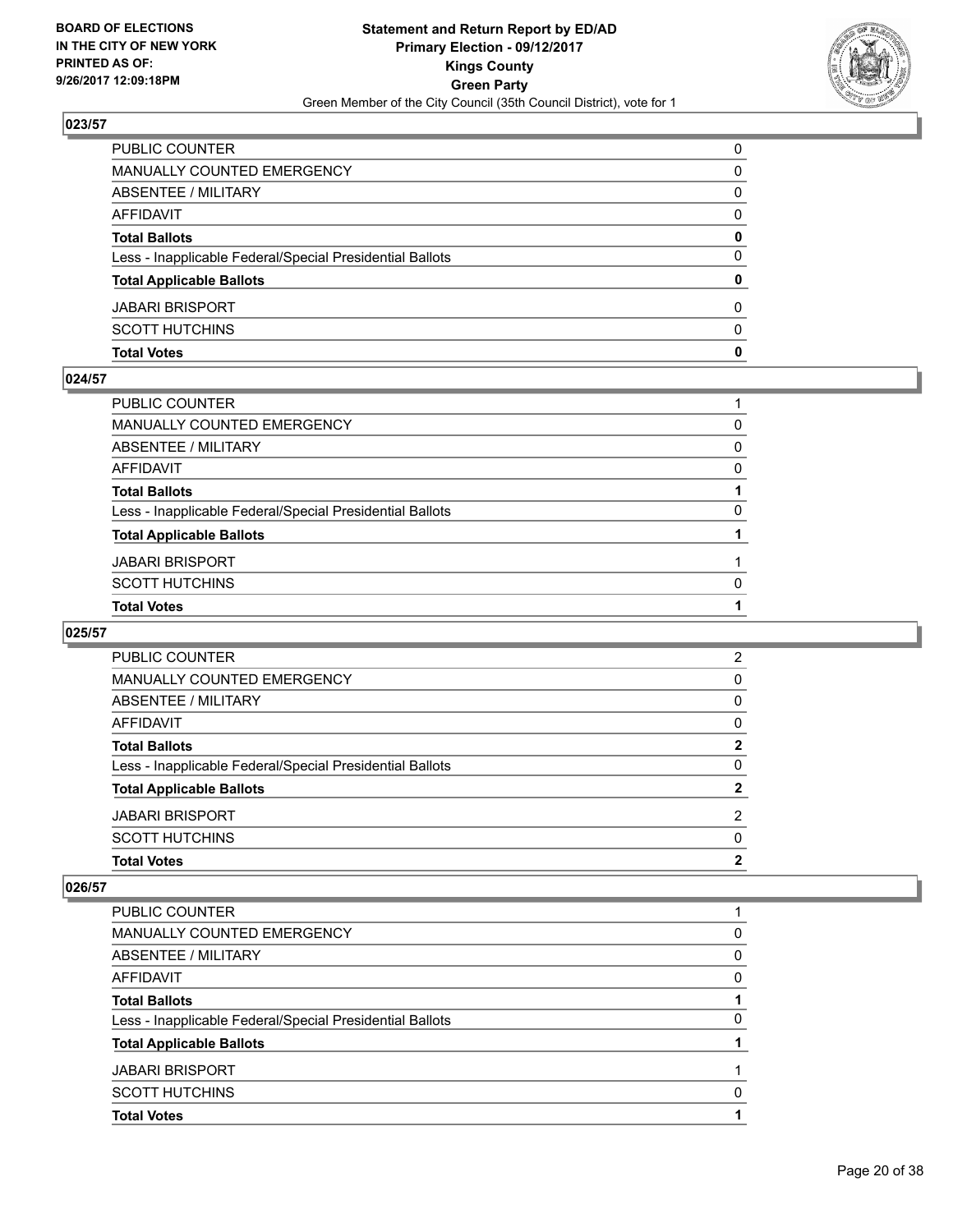**BOARD OF ELECTIONS IN THE CITY OF NEW YORK PRINTED AS OF: 9/26/2017 12:09:18PM**

**Statement and Return Report by ED/AD Primary Election - 09/12/2017 Kings County Green Party**

Green Member of the City Council (35th Council District), vote for 1

### 023/57

| | |
|---|---|
| PUBLIC COUNTER | 0 |
| MANUALLY COUNTED EMERGENCY | 0 |
| ABSENTEE / MILITARY | 0 |
| AFFIDAVIT | 0 |
| **Total Ballots** | **0** |
| Less - Inapplicable Federal/Special Presidential Ballots | 0 |
| **Total Applicable Ballots** | **0** |
| JABARI BRISPORT | 0 |
| SCOTT HUTCHINS | 0 |
| **Total Votes** | **0** |

### 024/57

| | |
|---|---|
| PUBLIC COUNTER | 1 |
| MANUALLY COUNTED EMERGENCY | 0 |
| ABSENTEE / MILITARY | 0 |
| AFFIDAVIT | 0 |
| **Total Ballots** | **1** |
| Less - Inapplicable Federal/Special Presidential Ballots | 0 |
| **Total Applicable Ballots** | **1** |
| JABARI BRISPORT | 1 |
| SCOTT HUTCHINS | 0 |
| **Total Votes** | **1** |

### 025/57

| | |
|---|---|
| PUBLIC COUNTER | 2 |
| MANUALLY COUNTED EMERGENCY | 0 |
| ABSENTEE / MILITARY | 0 |
| AFFIDAVIT | 0 |
| **Total Ballots** | **2** |
| Less - Inapplicable Federal/Special Presidential Ballots | 0 |
| **Total Applicable Ballots** | **2** |
| JABARI BRISPORT | 2 |
| SCOTT HUTCHINS | 0 |
| **Total Votes** | **2** |

### 026/57

| | |
|---|---|
| PUBLIC COUNTER | 1 |
| MANUALLY COUNTED EMERGENCY | 0 |
| ABSENTEE / MILITARY | 0 |
| AFFIDAVIT | 0 |
| **Total Ballots** | **1** |
| Less - Inapplicable Federal/Special Presidential Ballots | 0 |
| **Total Applicable Ballots** | **1** |
| JABARI BRISPORT | 1 |
| SCOTT HUTCHINS | 0 |
| **Total Votes** | **1** |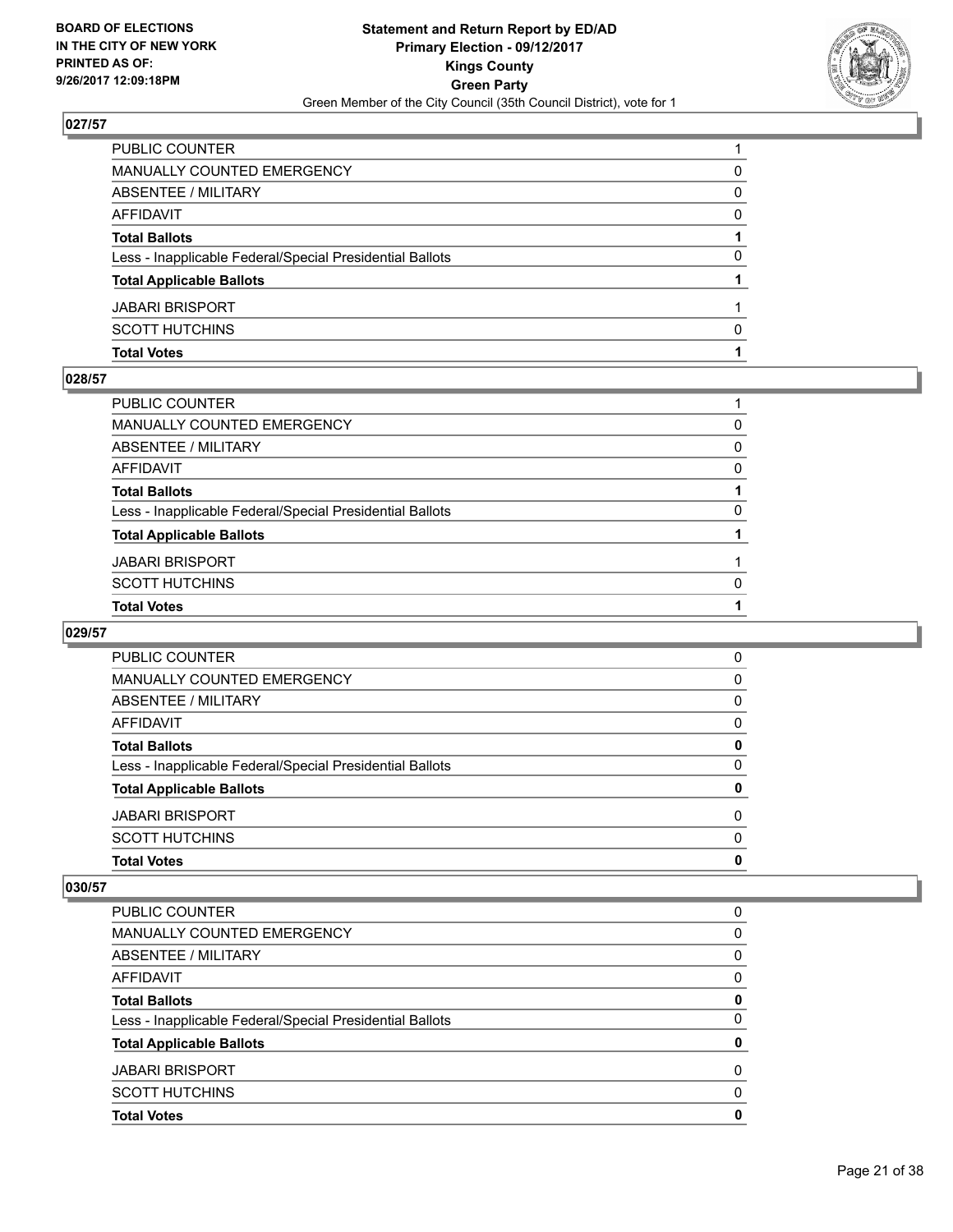## 027/57

| | |
|---|---|
| PUBLIC COUNTER | 1 |
| MANUALLY COUNTED EMERGENCY | 0 |
| ABSENTEE / MILITARY | 0 |
| AFFIDAVIT | 0 |
| **Total Ballots** | **1** |
| Less - Inapplicable Federal/Special Presidential Ballots | 0 |
| **Total Applicable Ballots** | **1** |
| JABARI BRISPORT | 1 |
| SCOTT HUTCHINS | 0 |
| **Total Votes** | **1** |

## 028/57

| | |
|---|---|
| PUBLIC COUNTER | 1 |
| MANUALLY COUNTED EMERGENCY | 0 |
| ABSENTEE / MILITARY | 0 |
| AFFIDAVIT | 0 |
| **Total Ballots** | **1** |
| Less - Inapplicable Federal/Special Presidential Ballots | 0 |
| **Total Applicable Ballots** | **1** |
| JABARI BRISPORT | 1 |
| SCOTT HUTCHINS | 0 |
| **Total Votes** | **1** |

## 029/57

| | |
|---|---|
| PUBLIC COUNTER | 0 |
| MANUALLY COUNTED EMERGENCY | 0 |
| ABSENTEE / MILITARY | 0 |
| AFFIDAVIT | 0 |
| **Total Ballots** | **0** |
| Less - Inapplicable Federal/Special Presidential Ballots | 0 |
| **Total Applicable Ballots** | **0** |
| JABARI BRISPORT | 0 |
| SCOTT HUTCHINS | 0 |
| **Total Votes** | **0** |

## 030/57

| | |
|---|---|
| PUBLIC COUNTER | 0 |
| MANUALLY COUNTED EMERGENCY | 0 |
| ABSENTEE / MILITARY | 0 |
| AFFIDAVIT | 0 |
| **Total Ballots** | **0** |
| Less - Inapplicable Federal/Special Presidential Ballots | 0 |
| **Total Applicable Ballots** | **0** |
| JABARI BRISPORT | 0 |
| SCOTT HUTCHINS | 0 |
| **Total Votes** | **0** |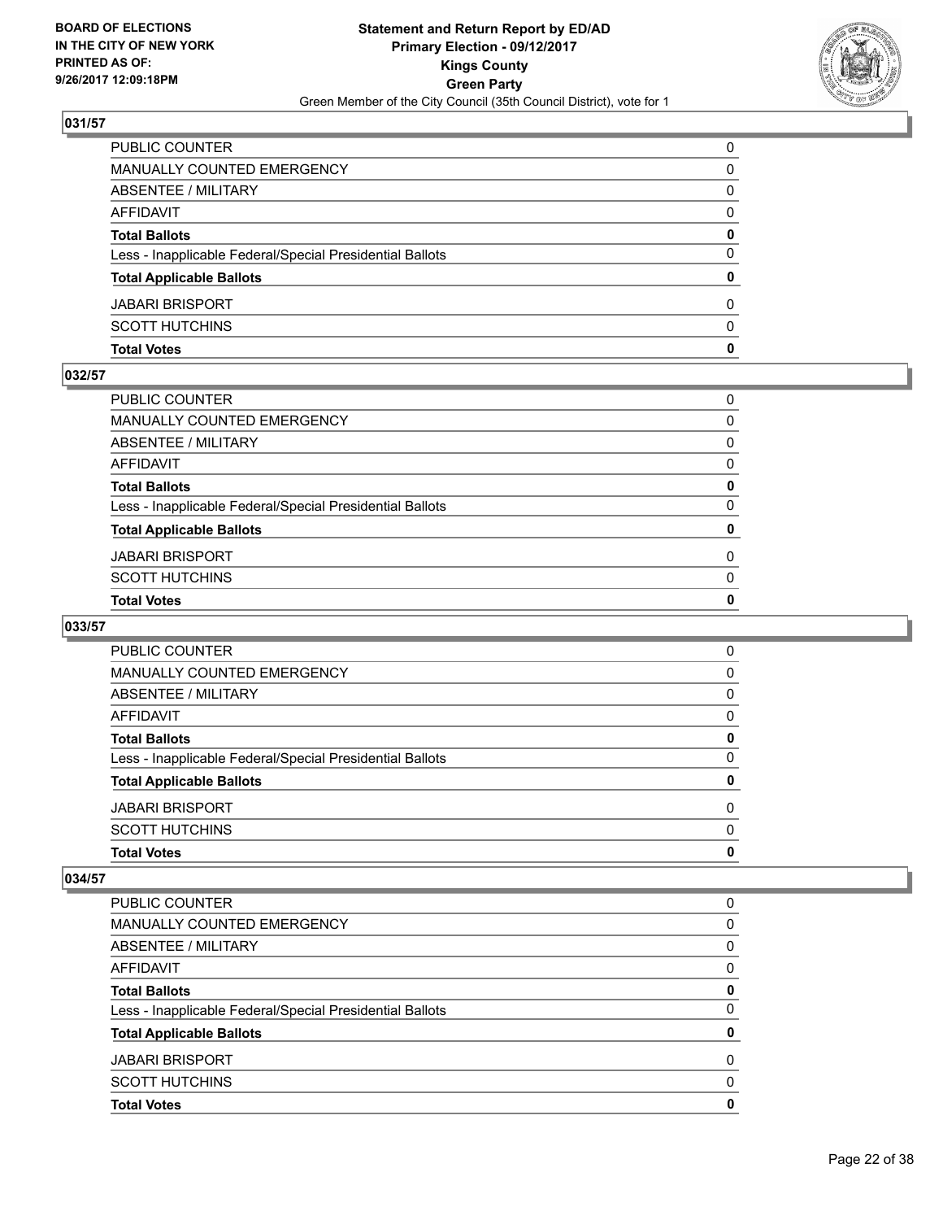### 031/57

| | |
|---|---|
| PUBLIC COUNTER | 0 |
| MANUALLY COUNTED EMERGENCY | 0 |
| ABSENTEE / MILITARY | 0 |
| AFFIDAVIT | 0 |
| **Total Ballots** | **0** |
| Less - Inapplicable Federal/Special Presidential Ballots | 0 |
| **Total Applicable Ballots** | **0** |
| JABARI BRISPORT | 0 |
| SCOTT HUTCHINS | 0 |
| **Total Votes** | **0** |

### 032/57

| | |
|---|---|
| PUBLIC COUNTER | 0 |
| MANUALLY COUNTED EMERGENCY | 0 |
| ABSENTEE / MILITARY | 0 |
| AFFIDAVIT | 0 |
| **Total Ballots** | **0** |
| Less - Inapplicable Federal/Special Presidential Ballots | 0 |
| **Total Applicable Ballots** | **0** |
| JABARI BRISPORT | 0 |
| SCOTT HUTCHINS | 0 |
| **Total Votes** | **0** |

### 033/57

| | |
|---|---|
| PUBLIC COUNTER | 0 |
| MANUALLY COUNTED EMERGENCY | 0 |
| ABSENTEE / MILITARY | 0 |
| AFFIDAVIT | 0 |
| **Total Ballots** | **0** |
| Less - Inapplicable Federal/Special Presidential Ballots | 0 |
| **Total Applicable Ballots** | **0** |
| JABARI BRISPORT | 0 |
| SCOTT HUTCHINS | 0 |
| **Total Votes** | **0** |

### 034/57

| | |
|---|---|
| PUBLIC COUNTER | 0 |
| MANUALLY COUNTED EMERGENCY | 0 |
| ABSENTEE / MILITARY | 0 |
| AFFIDAVIT | 0 |
| **Total Ballots** | **0** |
| Less - Inapplicable Federal/Special Presidential Ballots | 0 |
| **Total Applicable Ballots** | **0** |
| JABARI BRISPORT | 0 |
| SCOTT HUTCHINS | 0 |
| **Total Votes** | **0** |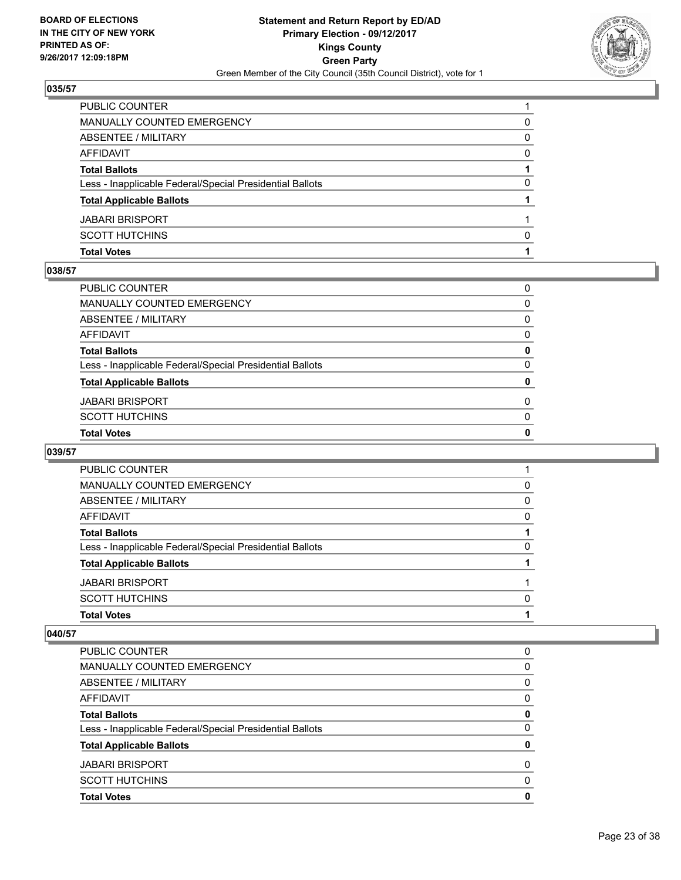**BOARD OF ELECTIONS IN THE CITY OF NEW YORK PRINTED AS OF: 9/26/2017 12:09:18PM**

**Statement and Return Report by ED/AD Primary Election - 09/12/2017 Kings County Green Party**

Green Member of the City Council (35th Council District), vote for 1

### 035/57

| | |
|---|---|
| PUBLIC COUNTER | 1 |
| MANUALLY COUNTED EMERGENCY | 0 |
| ABSENTEE / MILITARY | 0 |
| AFFIDAVIT | 0 |
| **Total Ballots** | **1** |
| Less - Inapplicable Federal/Special Presidential Ballots | 0 |
| **Total Applicable Ballots** | **1** |
| JABARI BRISPORT | 1 |
| SCOTT HUTCHINS | 0 |
| **Total Votes** | **1** |

### 038/57

| | |
|---|---|
| PUBLIC COUNTER | 0 |
| MANUALLY COUNTED EMERGENCY | 0 |
| ABSENTEE / MILITARY | 0 |
| AFFIDAVIT | 0 |
| **Total Ballots** | **0** |
| Less - Inapplicable Federal/Special Presidential Ballots | 0 |
| **Total Applicable Ballots** | **0** |
| JABARI BRISPORT | 0 |
| SCOTT HUTCHINS | 0 |
| **Total Votes** | **0** |

### 039/57

| | |
|---|---|
| PUBLIC COUNTER | 1 |
| MANUALLY COUNTED EMERGENCY | 0 |
| ABSENTEE / MILITARY | 0 |
| AFFIDAVIT | 0 |
| **Total Ballots** | **1** |
| Less - Inapplicable Federal/Special Presidential Ballots | 0 |
| **Total Applicable Ballots** | **1** |
| JABARI BRISPORT | 1 |
| SCOTT HUTCHINS | 0 |
| **Total Votes** | **1** |

### 040/57

| | |
|---|---|
| PUBLIC COUNTER | 0 |
| MANUALLY COUNTED EMERGENCY | 0 |
| ABSENTEE / MILITARY | 0 |
| AFFIDAVIT | 0 |
| **Total Ballots** | **0** |
| Less - Inapplicable Federal/Special Presidential Ballots | 0 |
| **Total Applicable Ballots** | **0** |
| JABARI BRISPORT | 0 |
| SCOTT HUTCHINS | 0 |
| **Total Votes** | **0** |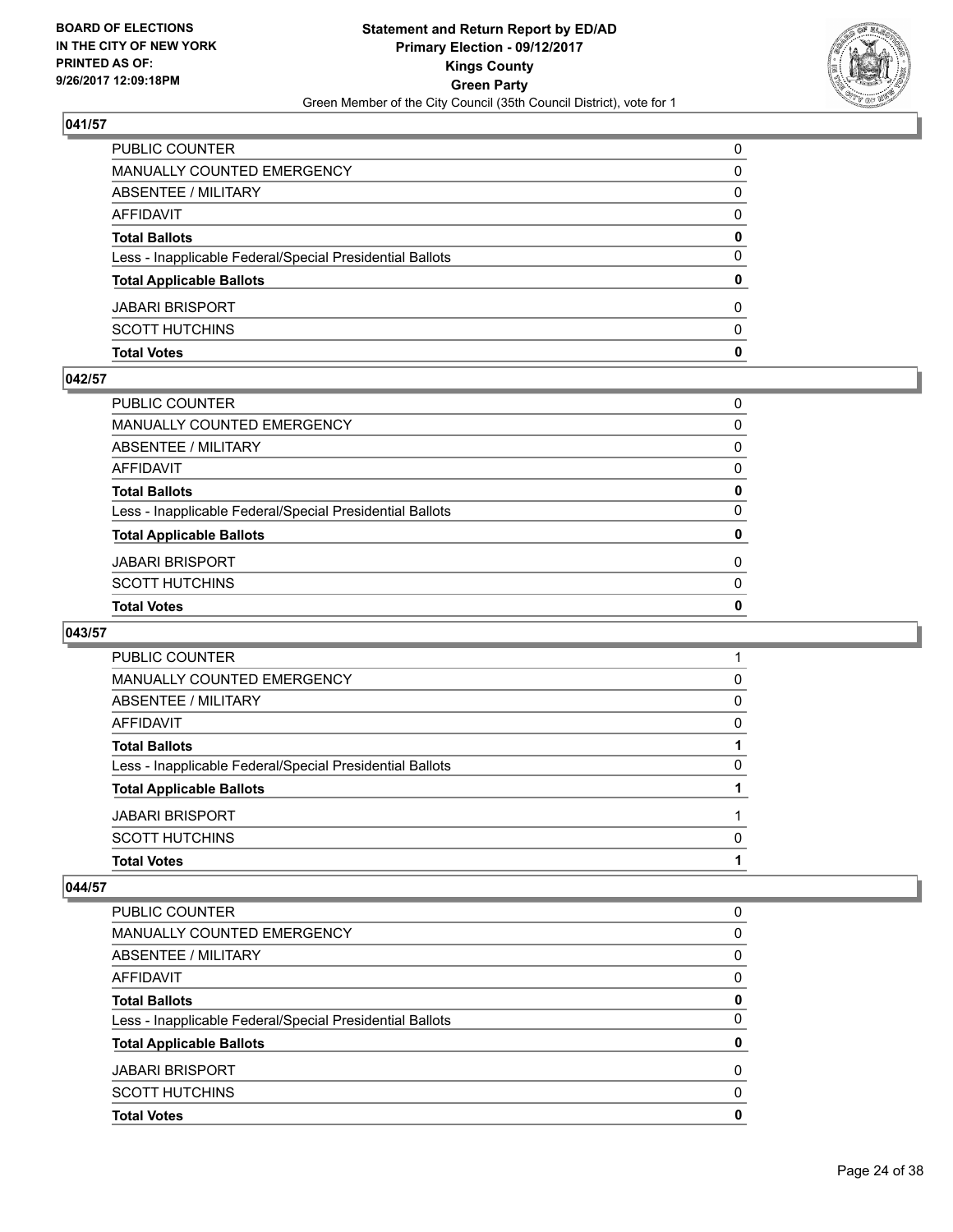BOARD OF ELECTIONS
IN THE CITY OF NEW YORK
PRINTED AS OF:
9/26/2017 12:09:18PM

**Statement and Return Report by ED/AD**
**Primary Election - 09/12/2017**
**Kings County**
**Green Party**
Green Member of the City Council (35th Council District), vote for 1

### 041/57

| | |
|---|---|
| PUBLIC COUNTER | 0 |
| MANUALLY COUNTED EMERGENCY | 0 |
| ABSENTEE / MILITARY | 0 |
| AFFIDAVIT | 0 |
| **Total Ballots** | **0** |
| Less - Inapplicable Federal/Special Presidential Ballots | 0 |
| **Total Applicable Ballots** | **0** |
| JABARI BRISPORT | 0 |
| SCOTT HUTCHINS | 0 |
| **Total Votes** | **0** |

### 042/57

| | |
|---|---|
| PUBLIC COUNTER | 0 |
| MANUALLY COUNTED EMERGENCY | 0 |
| ABSENTEE / MILITARY | 0 |
| AFFIDAVIT | 0 |
| **Total Ballots** | **0** |
| Less - Inapplicable Federal/Special Presidential Ballots | 0 |
| **Total Applicable Ballots** | **0** |
| JABARI BRISPORT | 0 |
| SCOTT HUTCHINS | 0 |
| **Total Votes** | **0** |

### 043/57

| | |
|---|---|
| PUBLIC COUNTER | 1 |
| MANUALLY COUNTED EMERGENCY | 0 |
| ABSENTEE / MILITARY | 0 |
| AFFIDAVIT | 0 |
| **Total Ballots** | **1** |
| Less - Inapplicable Federal/Special Presidential Ballots | 0 |
| **Total Applicable Ballots** | **1** |
| JABARI BRISPORT | 1 |
| SCOTT HUTCHINS | 0 |
| **Total Votes** | **1** |

### 044/57

| | |
|---|---|
| PUBLIC COUNTER | 0 |
| MANUALLY COUNTED EMERGENCY | 0 |
| ABSENTEE / MILITARY | 0 |
| AFFIDAVIT | 0 |
| **Total Ballots** | **0** |
| Less - Inapplicable Federal/Special Presidential Ballots | 0 |
| **Total Applicable Ballots** | **0** |
| JABARI BRISPORT | 0 |
| SCOTT HUTCHINS | 0 |
| **Total Votes** | **0** |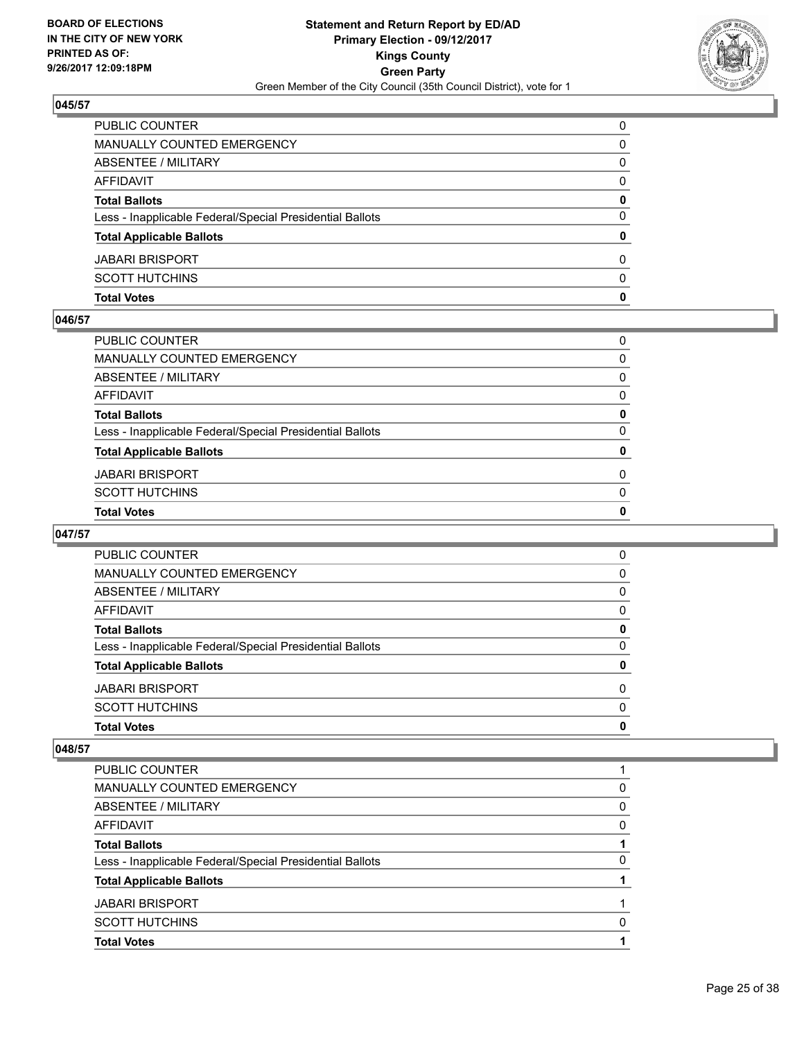**BOARD OF ELECTIONS**
**IN THE CITY OF NEW YORK**
**PRINTED AS OF:**
**9/26/2017 12:09:18PM**

**Statement and Return Report by ED/AD**
**Primary Election - 09/12/2017**
**Kings County**
**Green Party**
Green Member of the City Council (35th Council District), vote for 1

### 045/57

| | |
|---|---|
| PUBLIC COUNTER | 0 |
| MANUALLY COUNTED EMERGENCY | 0 |
| ABSENTEE / MILITARY | 0 |
| AFFIDAVIT | 0 |
| **Total Ballots** | **0** |
| Less - Inapplicable Federal/Special Presidential Ballots | 0 |
| **Total Applicable Ballots** | **0** |
| JABARI BRISPORT | 0 |
| SCOTT HUTCHINS | 0 |
| **Total Votes** | **0** |

### 046/57

| | |
|---|---|
| PUBLIC COUNTER | 0 |
| MANUALLY COUNTED EMERGENCY | 0 |
| ABSENTEE / MILITARY | 0 |
| AFFIDAVIT | 0 |
| **Total Ballots** | **0** |
| Less - Inapplicable Federal/Special Presidential Ballots | 0 |
| **Total Applicable Ballots** | **0** |
| JABARI BRISPORT | 0 |
| SCOTT HUTCHINS | 0 |
| **Total Votes** | **0** |

### 047/57

| | |
|---|---|
| PUBLIC COUNTER | 0 |
| MANUALLY COUNTED EMERGENCY | 0 |
| ABSENTEE / MILITARY | 0 |
| AFFIDAVIT | 0 |
| **Total Ballots** | **0** |
| Less - Inapplicable Federal/Special Presidential Ballots | 0 |
| **Total Applicable Ballots** | **0** |
| JABARI BRISPORT | 0 |
| SCOTT HUTCHINS | 0 |
| **Total Votes** | **0** |

### 048/57

| | |
|---|---|
| PUBLIC COUNTER | 1 |
| MANUALLY COUNTED EMERGENCY | 0 |
| ABSENTEE / MILITARY | 0 |
| AFFIDAVIT | 0 |
| **Total Ballots** | **1** |
| Less - Inapplicable Federal/Special Presidential Ballots | 0 |
| **Total Applicable Ballots** | **1** |
| JABARI BRISPORT | 1 |
| SCOTT HUTCHINS | 0 |
| **Total Votes** | **1** |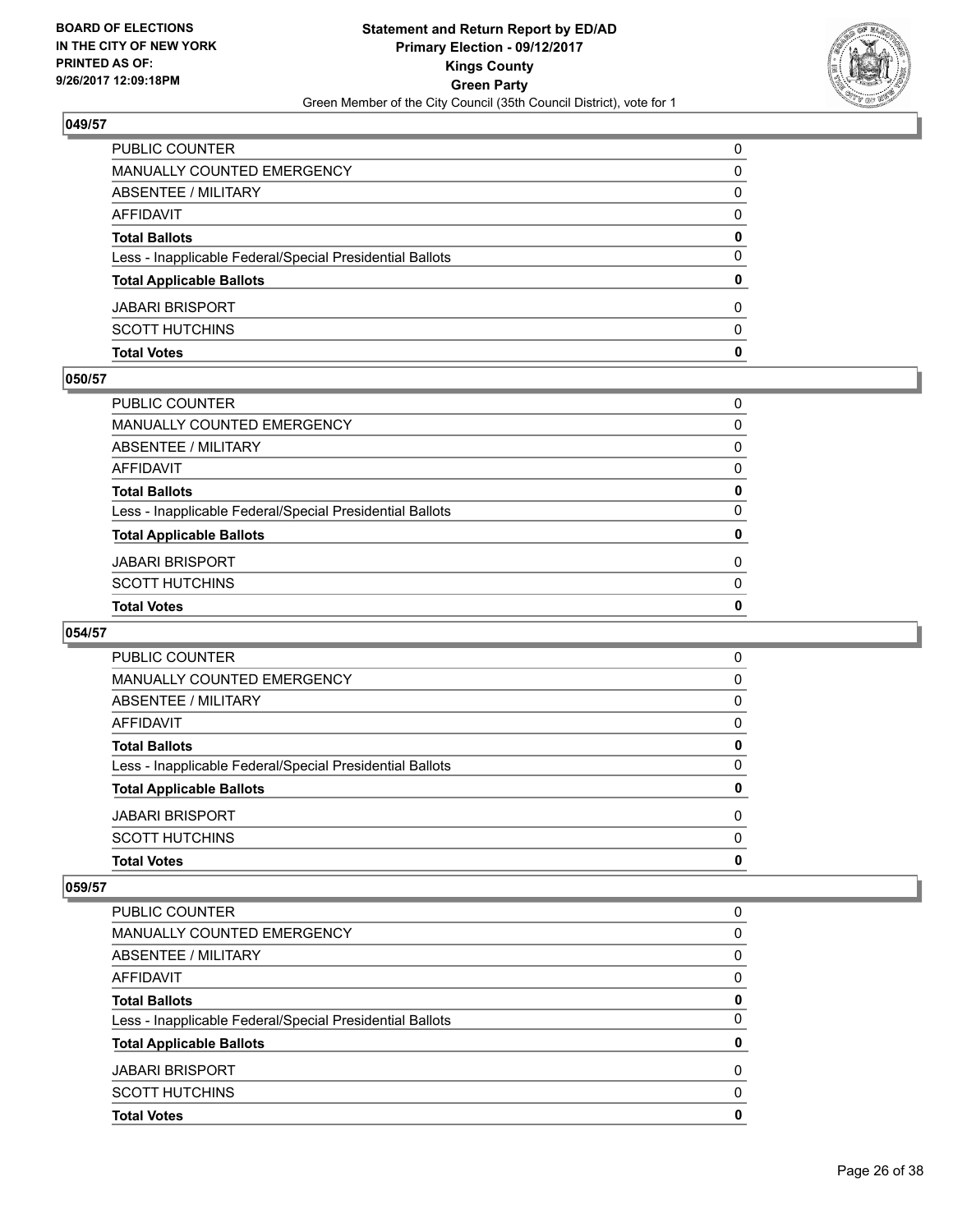**Statement and Return Report by ED/AD**
**Primary Election - 09/12/2017**
**Kings County**
**Green Party**
Green Member of the City Council (35th Council District), vote for 1

BOARD OF ELECTIONS IN THE CITY OF NEW YORK PRINTED AS OF: 9/26/2017 12:09:18PM

### 049/57

| | |
|---|---|
| PUBLIC COUNTER | 0 |
| MANUALLY COUNTED EMERGENCY | 0 |
| ABSENTEE / MILITARY | 0 |
| AFFIDAVIT | 0 |
| **Total Ballots** | **0** |
| Less - Inapplicable Federal/Special Presidential Ballots | 0 |
| **Total Applicable Ballots** | **0** |
| JABARI BRISPORT | 0 |
| SCOTT HUTCHINS | 0 |
| **Total Votes** | **0** |

### 050/57

| | |
|---|---|
| PUBLIC COUNTER | 0 |
| MANUALLY COUNTED EMERGENCY | 0 |
| ABSENTEE / MILITARY | 0 |
| AFFIDAVIT | 0 |
| **Total Ballots** | **0** |
| Less - Inapplicable Federal/Special Presidential Ballots | 0 |
| **Total Applicable Ballots** | **0** |
| JABARI BRISPORT | 0 |
| SCOTT HUTCHINS | 0 |
| **Total Votes** | **0** |

### 054/57

| | |
|---|---|
| PUBLIC COUNTER | 0 |
| MANUALLY COUNTED EMERGENCY | 0 |
| ABSENTEE / MILITARY | 0 |
| AFFIDAVIT | 0 |
| **Total Ballots** | **0** |
| Less - Inapplicable Federal/Special Presidential Ballots | 0 |
| **Total Applicable Ballots** | **0** |
| JABARI BRISPORT | 0 |
| SCOTT HUTCHINS | 0 |
| **Total Votes** | **0** |

### 059/57

| | |
|---|---|
| PUBLIC COUNTER | 0 |
| MANUALLY COUNTED EMERGENCY | 0 |
| ABSENTEE / MILITARY | 0 |
| AFFIDAVIT | 0 |
| **Total Ballots** | **0** |
| Less - Inapplicable Federal/Special Presidential Ballots | 0 |
| **Total Applicable Ballots** | **0** |
| JABARI BRISPORT | 0 |
| SCOTT HUTCHINS | 0 |
| **Total Votes** | **0** |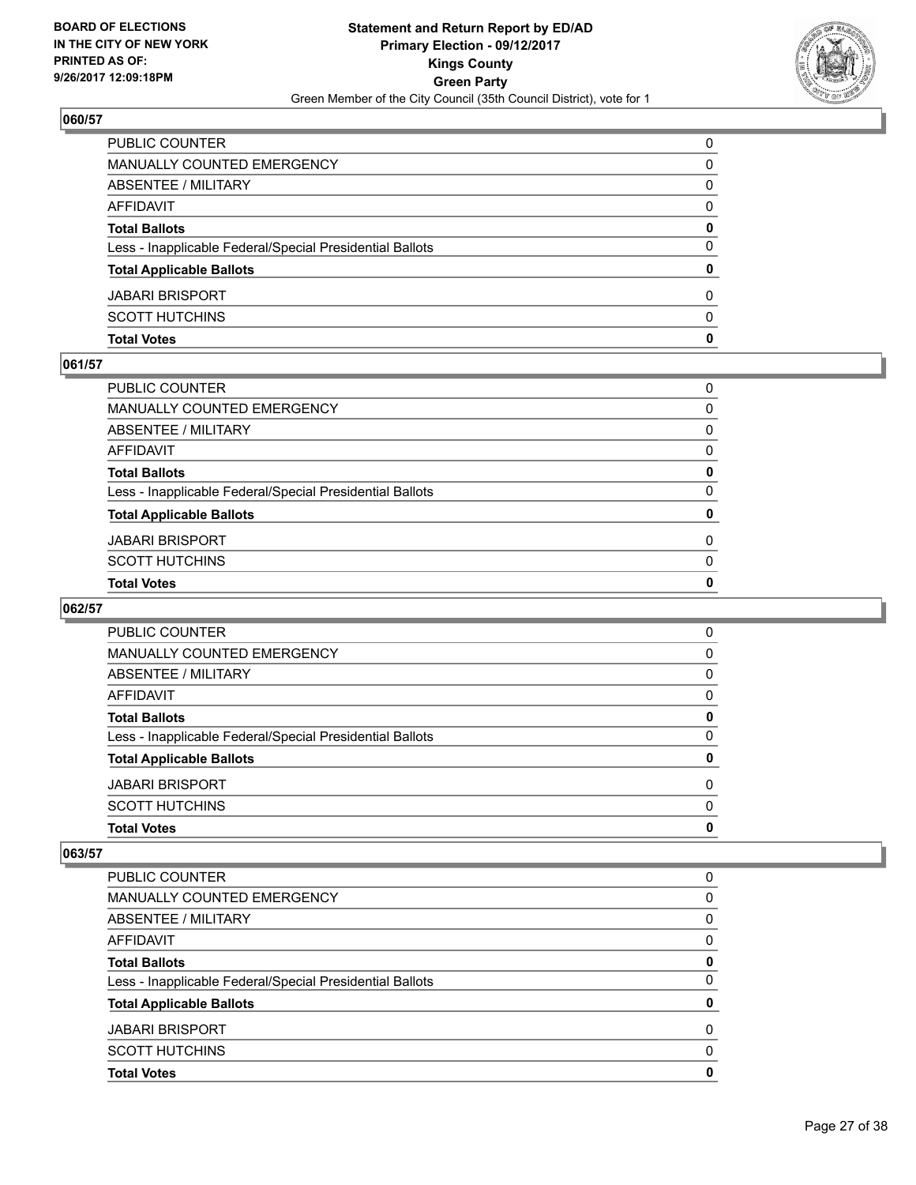BOARD OF ELECTIONS
IN THE CITY OF NEW YORK
PRINTED AS OF:
9/26/2017 12:09:18PM

**Statement and Return Report by ED/AD**
**Primary Election - 09/12/2017**
**Kings County**
**Green Party**
Green Member of the City Council (35th Council District), vote for 1

## 060/57

| | |
|---|---|
| PUBLIC COUNTER | 0 |
| MANUALLY COUNTED EMERGENCY | 0 |
| ABSENTEE / MILITARY | 0 |
| AFFIDAVIT | 0 |
| **Total Ballots** | **0** |
| Less - Inapplicable Federal/Special Presidential Ballots | 0 |
| **Total Applicable Ballots** | **0** |
| JABARI BRISPORT | 0 |
| SCOTT HUTCHINS | 0 |
| **Total Votes** | **0** |

## 061/57

| | |
|---|---|
| PUBLIC COUNTER | 0 |
| MANUALLY COUNTED EMERGENCY | 0 |
| ABSENTEE / MILITARY | 0 |
| AFFIDAVIT | 0 |
| **Total Ballots** | **0** |
| Less - Inapplicable Federal/Special Presidential Ballots | 0 |
| **Total Applicable Ballots** | **0** |
| JABARI BRISPORT | 0 |
| SCOTT HUTCHINS | 0 |
| **Total Votes** | **0** |

## 062/57

| | |
|---|---|
| PUBLIC COUNTER | 0 |
| MANUALLY COUNTED EMERGENCY | 0 |
| ABSENTEE / MILITARY | 0 |
| AFFIDAVIT | 0 |
| **Total Ballots** | **0** |
| Less - Inapplicable Federal/Special Presidential Ballots | 0 |
| **Total Applicable Ballots** | **0** |
| JABARI BRISPORT | 0 |
| SCOTT HUTCHINS | 0 |
| **Total Votes** | **0** |

## 063/57

| | |
|---|---|
| PUBLIC COUNTER | 0 |
| MANUALLY COUNTED EMERGENCY | 0 |
| ABSENTEE / MILITARY | 0 |
| AFFIDAVIT | 0 |
| **Total Ballots** | **0** |
| Less - Inapplicable Federal/Special Presidential Ballots | 0 |
| **Total Applicable Ballots** | **0** |
| JABARI BRISPORT | 0 |
| SCOTT HUTCHINS | 0 |
| **Total Votes** | **0** |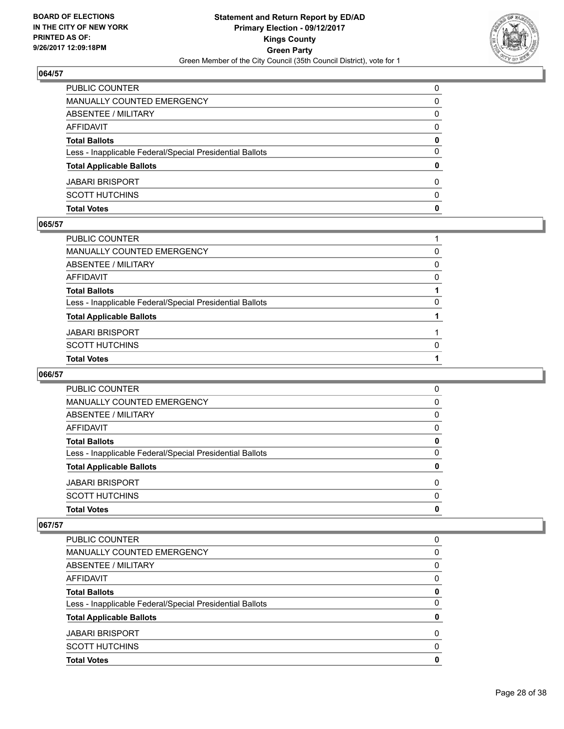BOARD OF ELECTIONS
IN THE CITY OF NEW YORK
PRINTED AS OF:
9/26/2017 12:09:18PM

**Statement and Return Report by ED/AD**
**Primary Election - 09/12/2017**
**Kings County**
**Green Party**
Green Member of the City Council (35th Council District), vote for 1

### 064/57

| | |
|---|---|
| PUBLIC COUNTER | 0 |
| MANUALLY COUNTED EMERGENCY | 0 |
| ABSENTEE / MILITARY | 0 |
| AFFIDAVIT | 0 |
| **Total Ballots** | **0** |
| Less - Inapplicable Federal/Special Presidential Ballots | 0 |
| **Total Applicable Ballots** | **0** |
| JABARI BRISPORT | 0 |
| SCOTT HUTCHINS | 0 |
| **Total Votes** | **0** |

### 065/57

| | |
|---|---|
| PUBLIC COUNTER | 1 |
| MANUALLY COUNTED EMERGENCY | 0 |
| ABSENTEE / MILITARY | 0 |
| AFFIDAVIT | 0 |
| **Total Ballots** | **1** |
| Less - Inapplicable Federal/Special Presidential Ballots | 0 |
| **Total Applicable Ballots** | **1** |
| JABARI BRISPORT | 1 |
| SCOTT HUTCHINS | 0 |
| **Total Votes** | **1** |

### 066/57

| | |
|---|---|
| PUBLIC COUNTER | 0 |
| MANUALLY COUNTED EMERGENCY | 0 |
| ABSENTEE / MILITARY | 0 |
| AFFIDAVIT | 0 |
| **Total Ballots** | **0** |
| Less - Inapplicable Federal/Special Presidential Ballots | 0 |
| **Total Applicable Ballots** | **0** |
| JABARI BRISPORT | 0 |
| SCOTT HUTCHINS | 0 |
| **Total Votes** | **0** |

### 067/57

| | |
|---|---|
| PUBLIC COUNTER | 0 |
| MANUALLY COUNTED EMERGENCY | 0 |
| ABSENTEE / MILITARY | 0 |
| AFFIDAVIT | 0 |
| **Total Ballots** | **0** |
| Less - Inapplicable Federal/Special Presidential Ballots | 0 |
| **Total Applicable Ballots** | **0** |
| JABARI BRISPORT | 0 |
| SCOTT HUTCHINS | 0 |
| **Total Votes** | **0** |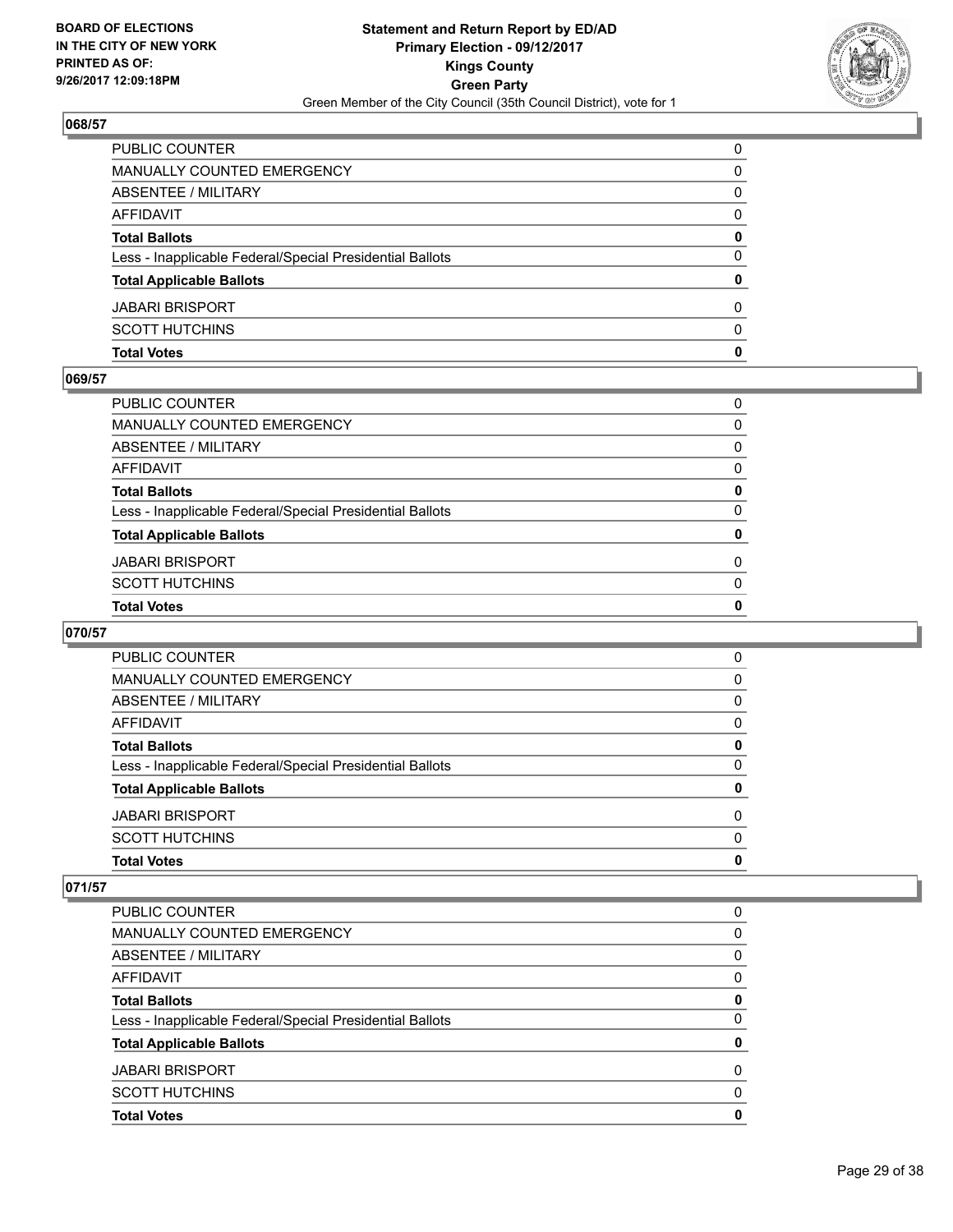### 068/57

| | |
|---|---|
| PUBLIC COUNTER | 0 |
| MANUALLY COUNTED EMERGENCY | 0 |
| ABSENTEE / MILITARY | 0 |
| AFFIDAVIT | 0 |
| **Total Ballots** | **0** |
| Less - Inapplicable Federal/Special Presidential Ballots | 0 |
| **Total Applicable Ballots** | **0** |
| JABARI BRISPORT | 0 |
| SCOTT HUTCHINS | 0 |
| **Total Votes** | **0** |

### 069/57

| | |
|---|---|
| PUBLIC COUNTER | 0 |
| MANUALLY COUNTED EMERGENCY | 0 |
| ABSENTEE / MILITARY | 0 |
| AFFIDAVIT | 0 |
| **Total Ballots** | **0** |
| Less - Inapplicable Federal/Special Presidential Ballots | 0 |
| **Total Applicable Ballots** | **0** |
| JABARI BRISPORT | 0 |
| SCOTT HUTCHINS | 0 |
| **Total Votes** | **0** |

### 070/57

| | |
|---|---|
| PUBLIC COUNTER | 0 |
| MANUALLY COUNTED EMERGENCY | 0 |
| ABSENTEE / MILITARY | 0 |
| AFFIDAVIT | 0 |
| **Total Ballots** | **0** |
| Less - Inapplicable Federal/Special Presidential Ballots | 0 |
| **Total Applicable Ballots** | **0** |
| JABARI BRISPORT | 0 |
| SCOTT HUTCHINS | 0 |
| **Total Votes** | **0** |

### 071/57

| | |
|---|---|
| PUBLIC COUNTER | 0 |
| MANUALLY COUNTED EMERGENCY | 0 |
| ABSENTEE / MILITARY | 0 |
| AFFIDAVIT | 0 |
| **Total Ballots** | **0** |
| Less - Inapplicable Federal/Special Presidential Ballots | 0 |
| **Total Applicable Ballots** | **0** |
| JABARI BRISPORT | 0 |
| SCOTT HUTCHINS | 0 |
| **Total Votes** | **0** |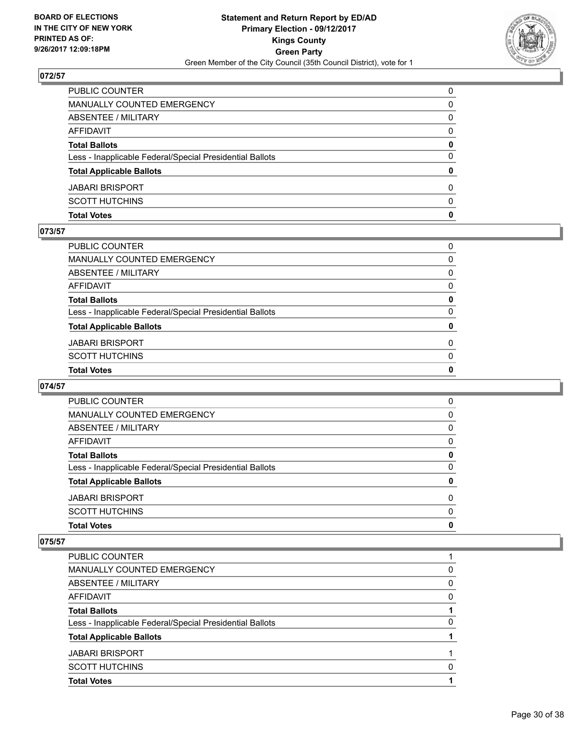**BOARD OF ELECTIONS IN THE CITY OF NEW YORK PRINTED AS OF: 9/26/2017 12:09:18PM**

# Statement and Return Report by ED/AD
## Primary Election - 09/12/2017
## Kings County
## Green Party
### Green Member of the City Council (35th Council District), vote for 1

### 072/57

| | |
|---|---|
| PUBLIC COUNTER | 0 |
| MANUALLY COUNTED EMERGENCY | 0 |
| ABSENTEE / MILITARY | 0 |
| AFFIDAVIT | 0 |
| **Total Ballots** | **0** |
| Less - Inapplicable Federal/Special Presidential Ballots | 0 |
| **Total Applicable Ballots** | **0** |
| JABARI BRISPORT | 0 |
| SCOTT HUTCHINS | 0 |
| **Total Votes** | **0** |

### 073/57

| | |
|---|---|
| PUBLIC COUNTER | 0 |
| MANUALLY COUNTED EMERGENCY | 0 |
| ABSENTEE / MILITARY | 0 |
| AFFIDAVIT | 0 |
| **Total Ballots** | **0** |
| Less - Inapplicable Federal/Special Presidential Ballots | 0 |
| **Total Applicable Ballots** | **0** |
| JABARI BRISPORT | 0 |
| SCOTT HUTCHINS | 0 |
| **Total Votes** | **0** |

### 074/57

| | |
|---|---|
| PUBLIC COUNTER | 0 |
| MANUALLY COUNTED EMERGENCY | 0 |
| ABSENTEE / MILITARY | 0 |
| AFFIDAVIT | 0 |
| **Total Ballots** | **0** |
| Less - Inapplicable Federal/Special Presidential Ballots | 0 |
| **Total Applicable Ballots** | **0** |
| JABARI BRISPORT | 0 |
| SCOTT HUTCHINS | 0 |
| **Total Votes** | **0** |

### 075/57

| | |
|---|---|
| PUBLIC COUNTER | 1 |
| MANUALLY COUNTED EMERGENCY | 0 |
| ABSENTEE / MILITARY | 0 |
| AFFIDAVIT | 0 |
| **Total Ballots** | **1** |
| Less - Inapplicable Federal/Special Presidential Ballots | 0 |
| **Total Applicable Ballots** | **1** |
| JABARI BRISPORT | 1 |
| SCOTT HUTCHINS | 0 |
| **Total Votes** | **1** |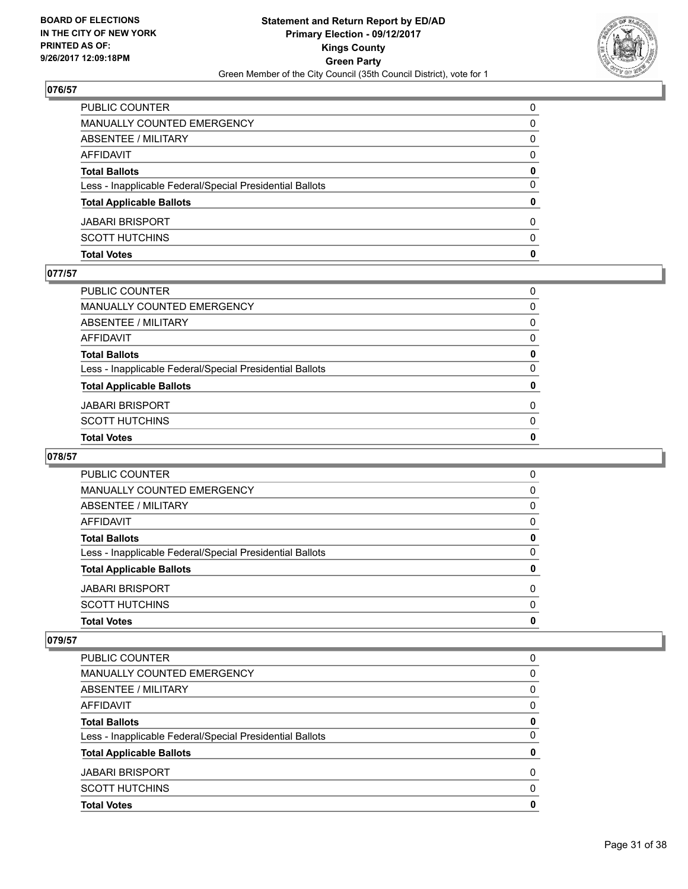**Statement and Return Report by ED/AD**
**Primary Election - 09/12/2017**
**Kings County**
**Green Party**
Green Member of the City Council (35th Council District), vote for 1

BOARD OF ELECTIONS
IN THE CITY OF NEW YORK
PRINTED AS OF:
9/26/2017 12:09:18PM

## 076/57

| | |
|---|---|
| PUBLIC COUNTER | 0 |
| MANUALLY COUNTED EMERGENCY | 0 |
| ABSENTEE / MILITARY | 0 |
| AFFIDAVIT | 0 |
| **Total Ballots** | **0** |
| Less - Inapplicable Federal/Special Presidential Ballots | 0 |
| **Total Applicable Ballots** | **0** |
| JABARI BRISPORT | 0 |
| SCOTT HUTCHINS | 0 |
| **Total Votes** | **0** |

## 077/57

| | |
|---|---|
| PUBLIC COUNTER | 0 |
| MANUALLY COUNTED EMERGENCY | 0 |
| ABSENTEE / MILITARY | 0 |
| AFFIDAVIT | 0 |
| **Total Ballots** | **0** |
| Less - Inapplicable Federal/Special Presidential Ballots | 0 |
| **Total Applicable Ballots** | **0** |
| JABARI BRISPORT | 0 |
| SCOTT HUTCHINS | 0 |
| **Total Votes** | **0** |

## 078/57

| | |
|---|---|
| PUBLIC COUNTER | 0 |
| MANUALLY COUNTED EMERGENCY | 0 |
| ABSENTEE / MILITARY | 0 |
| AFFIDAVIT | 0 |
| **Total Ballots** | **0** |
| Less - Inapplicable Federal/Special Presidential Ballots | 0 |
| **Total Applicable Ballots** | **0** |
| JABARI BRISPORT | 0 |
| SCOTT HUTCHINS | 0 |
| **Total Votes** | **0** |

## 079/57

| | |
|---|---|
| PUBLIC COUNTER | 0 |
| MANUALLY COUNTED EMERGENCY | 0 |
| ABSENTEE / MILITARY | 0 |
| AFFIDAVIT | 0 |
| **Total Ballots** | **0** |
| Less - Inapplicable Federal/Special Presidential Ballots | 0 |
| **Total Applicable Ballots** | **0** |
| JABARI BRISPORT | 0 |
| SCOTT HUTCHINS | 0 |
| **Total Votes** | **0** |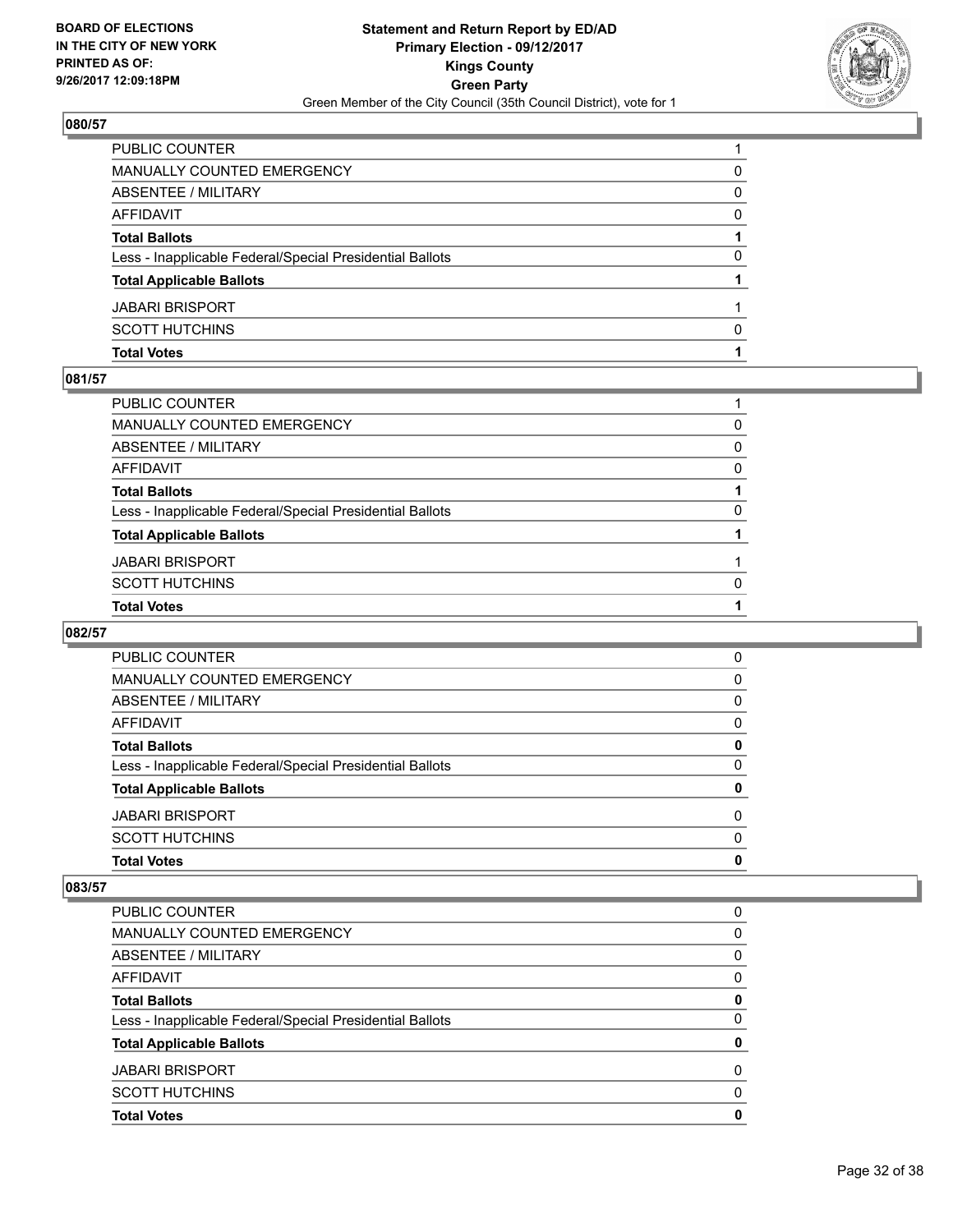**BOARD OF ELECTIONS IN THE CITY OF NEW YORK PRINTED AS OF: 9/26/2017 12:09:18PM**

**Statement and Return Report by ED/AD**
**Primary Election - 09/12/2017**
**Kings County**
**Green Party**
Green Member of the City Council (35th Council District), vote for 1

### 080/57

| | |
|---|---|
| PUBLIC COUNTER | 1 |
| MANUALLY COUNTED EMERGENCY | 0 |
| ABSENTEE / MILITARY | 0 |
| AFFIDAVIT | 0 |
| **Total Ballots** | **1** |
| Less - Inapplicable Federal/Special Presidential Ballots | 0 |
| **Total Applicable Ballots** | **1** |
| JABARI BRISPORT | 1 |
| SCOTT HUTCHINS | 0 |
| **Total Votes** | **1** |

### 081/57

| | |
|---|---|
| PUBLIC COUNTER | 1 |
| MANUALLY COUNTED EMERGENCY | 0 |
| ABSENTEE / MILITARY | 0 |
| AFFIDAVIT | 0 |
| **Total Ballots** | **1** |
| Less - Inapplicable Federal/Special Presidential Ballots | 0 |
| **Total Applicable Ballots** | **1** |
| JABARI BRISPORT | 1 |
| SCOTT HUTCHINS | 0 |
| **Total Votes** | **1** |

### 082/57

| | |
|---|---|
| PUBLIC COUNTER | 0 |
| MANUALLY COUNTED EMERGENCY | 0 |
| ABSENTEE / MILITARY | 0 |
| AFFIDAVIT | 0 |
| **Total Ballots** | **0** |
| Less - Inapplicable Federal/Special Presidential Ballots | 0 |
| **Total Applicable Ballots** | **0** |
| JABARI BRISPORT | 0 |
| SCOTT HUTCHINS | 0 |
| **Total Votes** | **0** |

### 083/57

| | |
|---|---|
| PUBLIC COUNTER | 0 |
| MANUALLY COUNTED EMERGENCY | 0 |
| ABSENTEE / MILITARY | 0 |
| AFFIDAVIT | 0 |
| **Total Ballots** | **0** |
| Less - Inapplicable Federal/Special Presidential Ballots | 0 |
| **Total Applicable Ballots** | **0** |
| JABARI BRISPORT | 0 |
| SCOTT HUTCHINS | 0 |
| **Total Votes** | **0** |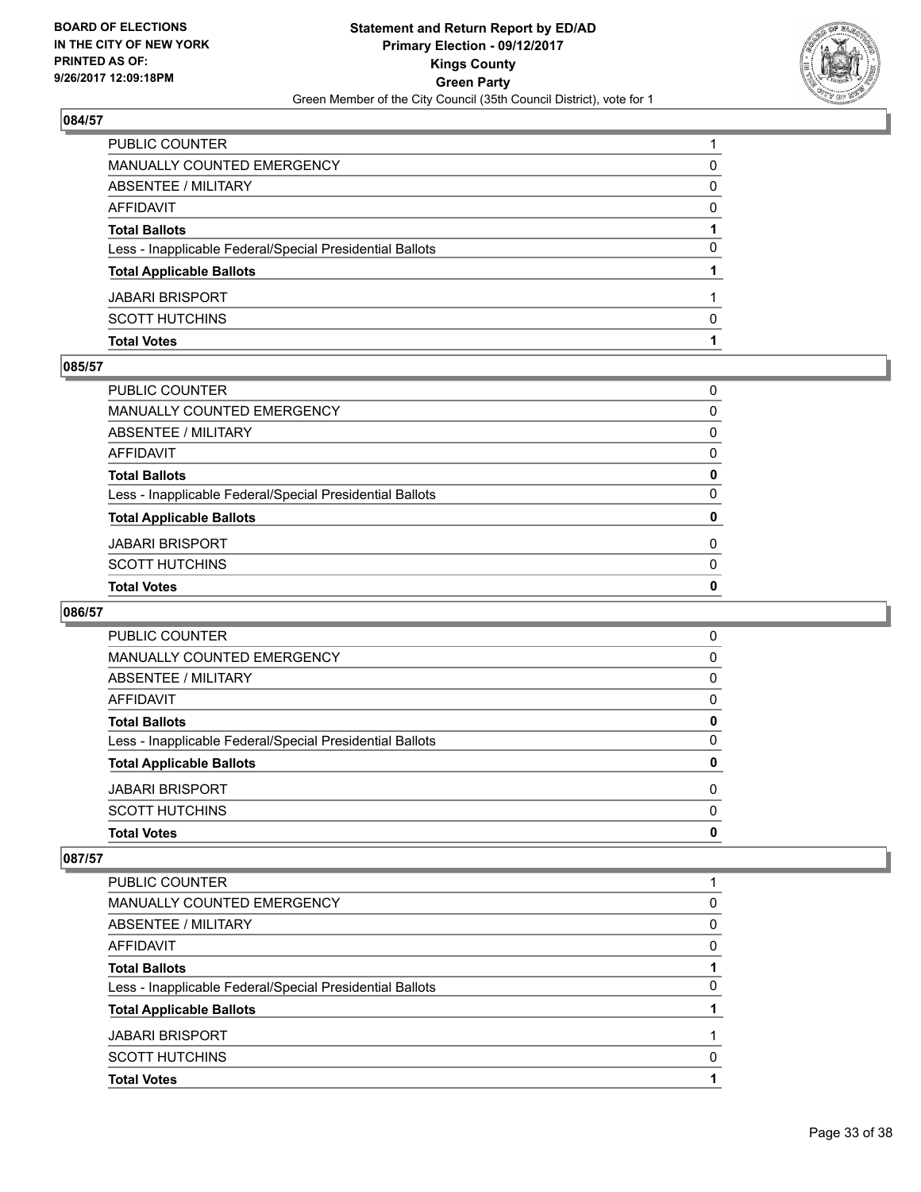## 084/57

| | |
|---|---|
| PUBLIC COUNTER | 1 |
| MANUALLY COUNTED EMERGENCY | 0 |
| ABSENTEE / MILITARY | 0 |
| AFFIDAVIT | 0 |
| **Total Ballots** | **1** |
| Less - Inapplicable Federal/Special Presidential Ballots | 0 |
| **Total Applicable Ballots** | **1** |
| JABARI BRISPORT | 1 |
| SCOTT HUTCHINS | 0 |
| **Total Votes** | **1** |

## 085/57

| | |
|---|---|
| PUBLIC COUNTER | 0 |
| MANUALLY COUNTED EMERGENCY | 0 |
| ABSENTEE / MILITARY | 0 |
| AFFIDAVIT | 0 |
| **Total Ballots** | **0** |
| Less - Inapplicable Federal/Special Presidential Ballots | 0 |
| **Total Applicable Ballots** | **0** |
| JABARI BRISPORT | 0 |
| SCOTT HUTCHINS | 0 |
| **Total Votes** | **0** |

## 086/57

| | |
|---|---|
| PUBLIC COUNTER | 0 |
| MANUALLY COUNTED EMERGENCY | 0 |
| ABSENTEE / MILITARY | 0 |
| AFFIDAVIT | 0 |
| **Total Ballots** | **0** |
| Less - Inapplicable Federal/Special Presidential Ballots | 0 |
| **Total Applicable Ballots** | **0** |
| JABARI BRISPORT | 0 |
| SCOTT HUTCHINS | 0 |
| **Total Votes** | **0** |

## 087/57

| | |
|---|---|
| PUBLIC COUNTER | 1 |
| MANUALLY COUNTED EMERGENCY | 0 |
| ABSENTEE / MILITARY | 0 |
| AFFIDAVIT | 0 |
| **Total Ballots** | **1** |
| Less - Inapplicable Federal/Special Presidential Ballots | 0 |
| **Total Applicable Ballots** | **1** |
| JABARI BRISPORT | 1 |
| SCOTT HUTCHINS | 0 |
| **Total Votes** | **1** |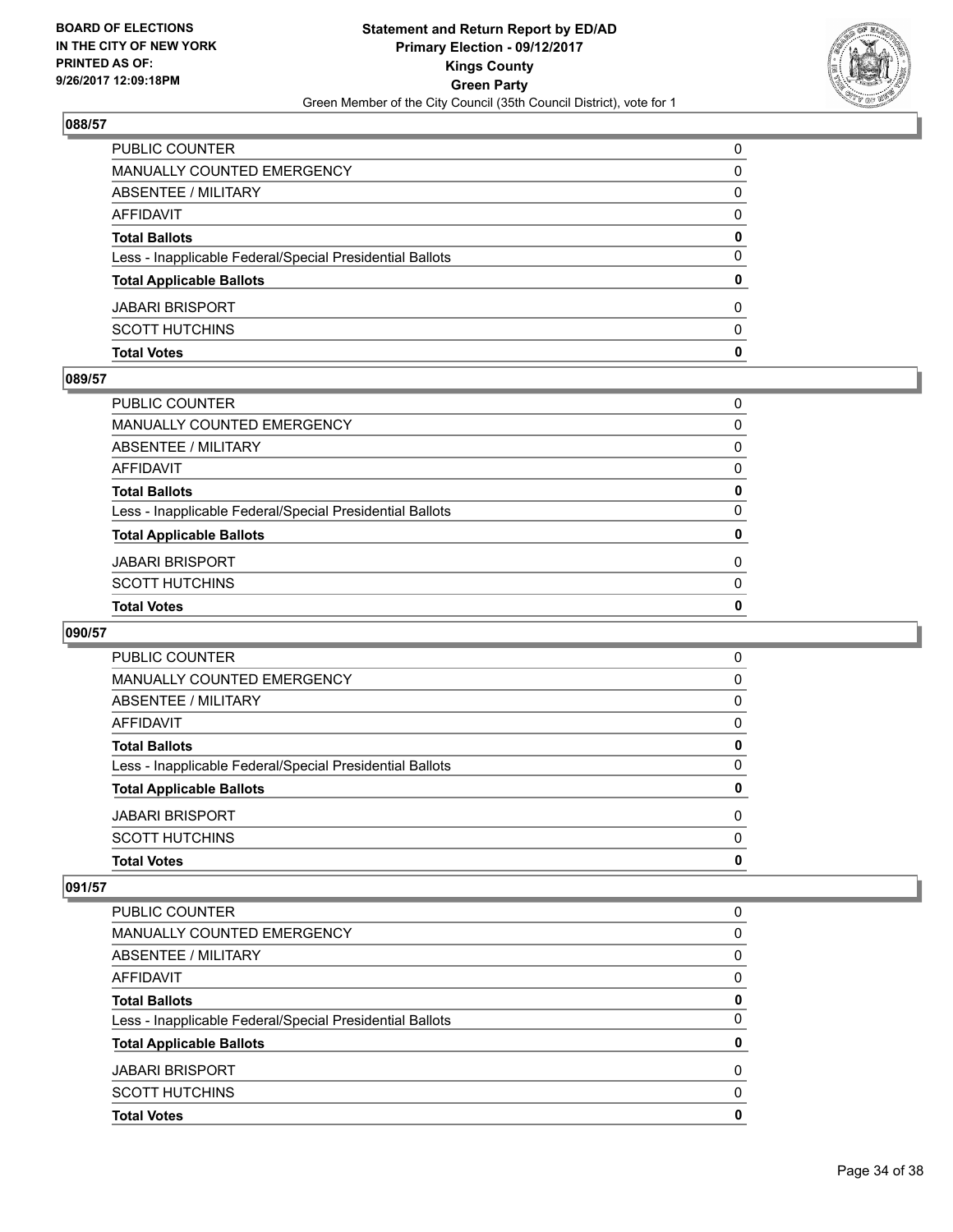### 088/57

| | |
|---|---|
| PUBLIC COUNTER | 0 |
| MANUALLY COUNTED EMERGENCY | 0 |
| ABSENTEE / MILITARY | 0 |
| AFFIDAVIT | 0 |
| **Total Ballots** | **0** |
| Less - Inapplicable Federal/Special Presidential Ballots | 0 |
| **Total Applicable Ballots** | **0** |
| JABARI BRISPORT | 0 |
| SCOTT HUTCHINS | 0 |
| **Total Votes** | **0** |

### 089/57

| | |
|---|---|
| PUBLIC COUNTER | 0 |
| MANUALLY COUNTED EMERGENCY | 0 |
| ABSENTEE / MILITARY | 0 |
| AFFIDAVIT | 0 |
| **Total Ballots** | **0** |
| Less - Inapplicable Federal/Special Presidential Ballots | 0 |
| **Total Applicable Ballots** | **0** |
| JABARI BRISPORT | 0 |
| SCOTT HUTCHINS | 0 |
| **Total Votes** | **0** |

### 090/57

| | |
|---|---|
| PUBLIC COUNTER | 0 |
| MANUALLY COUNTED EMERGENCY | 0 |
| ABSENTEE / MILITARY | 0 |
| AFFIDAVIT | 0 |
| **Total Ballots** | **0** |
| Less - Inapplicable Federal/Special Presidential Ballots | 0 |
| **Total Applicable Ballots** | **0** |
| JABARI BRISPORT | 0 |
| SCOTT HUTCHINS | 0 |
| **Total Votes** | **0** |

### 091/57

| | |
|---|---|
| PUBLIC COUNTER | 0 |
| MANUALLY COUNTED EMERGENCY | 0 |
| ABSENTEE / MILITARY | 0 |
| AFFIDAVIT | 0 |
| **Total Ballots** | **0** |
| Less - Inapplicable Federal/Special Presidential Ballots | 0 |
| **Total Applicable Ballots** | **0** |
| JABARI BRISPORT | 0 |
| SCOTT HUTCHINS | 0 |
| **Total Votes** | **0** |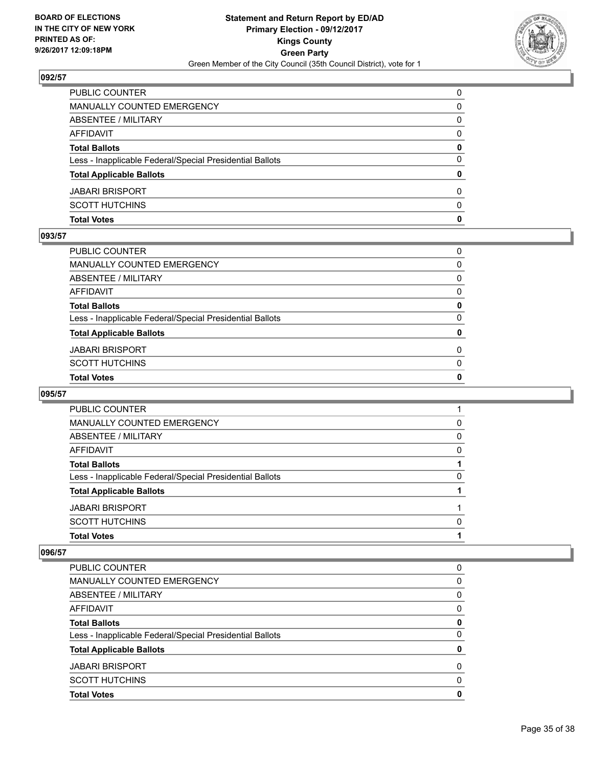**BOARD OF ELECTIONS IN THE CITY OF NEW YORK PRINTED AS OF: 9/26/2017 12:09:18PM**

**Statement and Return Report by ED/AD**
**Primary Election - 09/12/2017**
**Kings County**
**Green Party**
Green Member of the City Council (35th Council District), vote for 1

### 092/57

| | |
|---|---|
| PUBLIC COUNTER | 0 |
| MANUALLY COUNTED EMERGENCY | 0 |
| ABSENTEE / MILITARY | 0 |
| AFFIDAVIT | 0 |
| **Total Ballots** | **0** |
| Less - Inapplicable Federal/Special Presidential Ballots | 0 |
| **Total Applicable Ballots** | **0** |
| JABARI BRISPORT | 0 |
| SCOTT HUTCHINS | 0 |
| **Total Votes** | **0** |

### 093/57

| | |
|---|---|
| PUBLIC COUNTER | 0 |
| MANUALLY COUNTED EMERGENCY | 0 |
| ABSENTEE / MILITARY | 0 |
| AFFIDAVIT | 0 |
| **Total Ballots** | **0** |
| Less - Inapplicable Federal/Special Presidential Ballots | 0 |
| **Total Applicable Ballots** | **0** |
| JABARI BRISPORT | 0 |
| SCOTT HUTCHINS | 0 |
| **Total Votes** | **0** |

### 095/57

| | |
|---|---|
| PUBLIC COUNTER | 1 |
| MANUALLY COUNTED EMERGENCY | 0 |
| ABSENTEE / MILITARY | 0 |
| AFFIDAVIT | 0 |
| **Total Ballots** | **1** |
| Less - Inapplicable Federal/Special Presidential Ballots | 0 |
| **Total Applicable Ballots** | **1** |
| JABARI BRISPORT | 1 |
| SCOTT HUTCHINS | 0 |
| **Total Votes** | **1** |

### 096/57

| | |
|---|---|
| PUBLIC COUNTER | 0 |
| MANUALLY COUNTED EMERGENCY | 0 |
| ABSENTEE / MILITARY | 0 |
| AFFIDAVIT | 0 |
| **Total Ballots** | **0** |
| Less - Inapplicable Federal/Special Presidential Ballots | 0 |
| **Total Applicable Ballots** | **0** |
| JABARI BRISPORT | 0 |
| SCOTT HUTCHINS | 0 |
| **Total Votes** | **0** |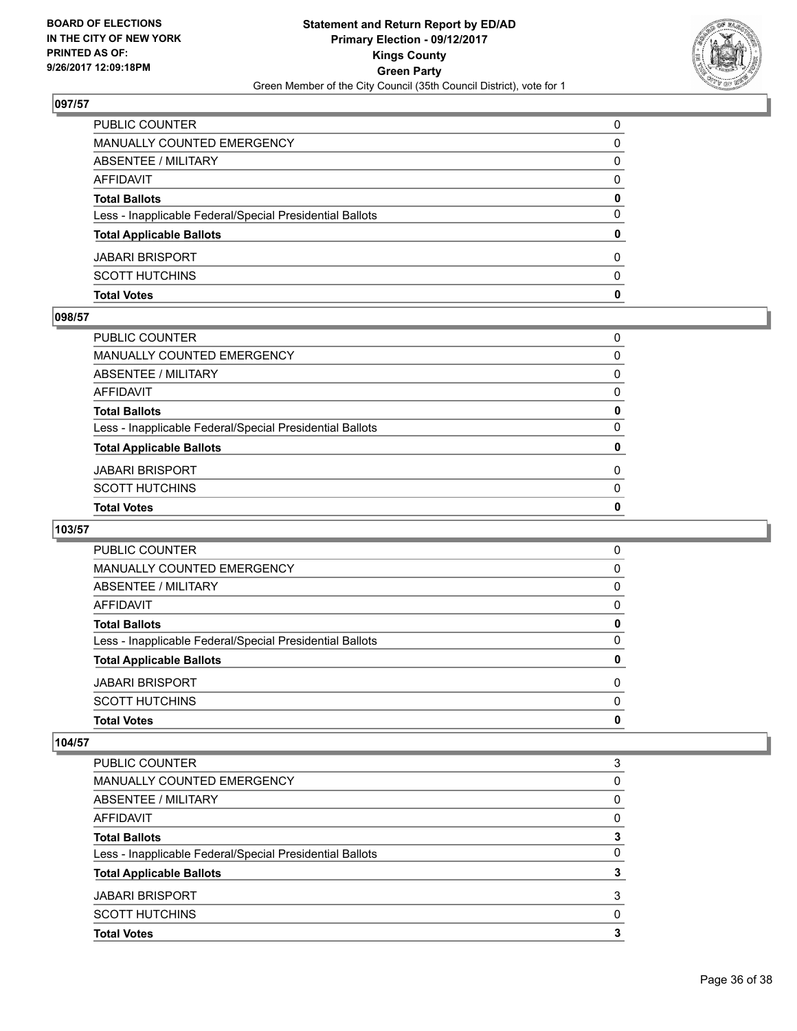## 097/57

| | |
|---|---|
| PUBLIC COUNTER | 0 |
| MANUALLY COUNTED EMERGENCY | 0 |
| ABSENTEE / MILITARY | 0 |
| AFFIDAVIT | 0 |
| **Total Ballots** | **0** |
| Less - Inapplicable Federal/Special Presidential Ballots | 0 |
| **Total Applicable Ballots** | **0** |
| JABARI BRISPORT | 0 |
| SCOTT HUTCHINS | 0 |
| **Total Votes** | **0** |

## 098/57

| | |
|---|---|
| PUBLIC COUNTER | 0 |
| MANUALLY COUNTED EMERGENCY | 0 |
| ABSENTEE / MILITARY | 0 |
| AFFIDAVIT | 0 |
| **Total Ballots** | **0** |
| Less - Inapplicable Federal/Special Presidential Ballots | 0 |
| **Total Applicable Ballots** | **0** |
| JABARI BRISPORT | 0 |
| SCOTT HUTCHINS | 0 |
| **Total Votes** | **0** |

## 103/57

| | |
|---|---|
| PUBLIC COUNTER | 0 |
| MANUALLY COUNTED EMERGENCY | 0 |
| ABSENTEE / MILITARY | 0 |
| AFFIDAVIT | 0 |
| **Total Ballots** | **0** |
| Less - Inapplicable Federal/Special Presidential Ballots | 0 |
| **Total Applicable Ballots** | **0** |
| JABARI BRISPORT | 0 |
| SCOTT HUTCHINS | 0 |
| **Total Votes** | **0** |

## 104/57

| | |
|---|---|
| PUBLIC COUNTER | 3 |
| MANUALLY COUNTED EMERGENCY | 0 |
| ABSENTEE / MILITARY | 0 |
| AFFIDAVIT | 0 |
| **Total Ballots** | **3** |
| Less - Inapplicable Federal/Special Presidential Ballots | 0 |
| **Total Applicable Ballots** | **3** |
| JABARI BRISPORT | 3 |
| SCOTT HUTCHINS | 0 |
| **Total Votes** | **3** |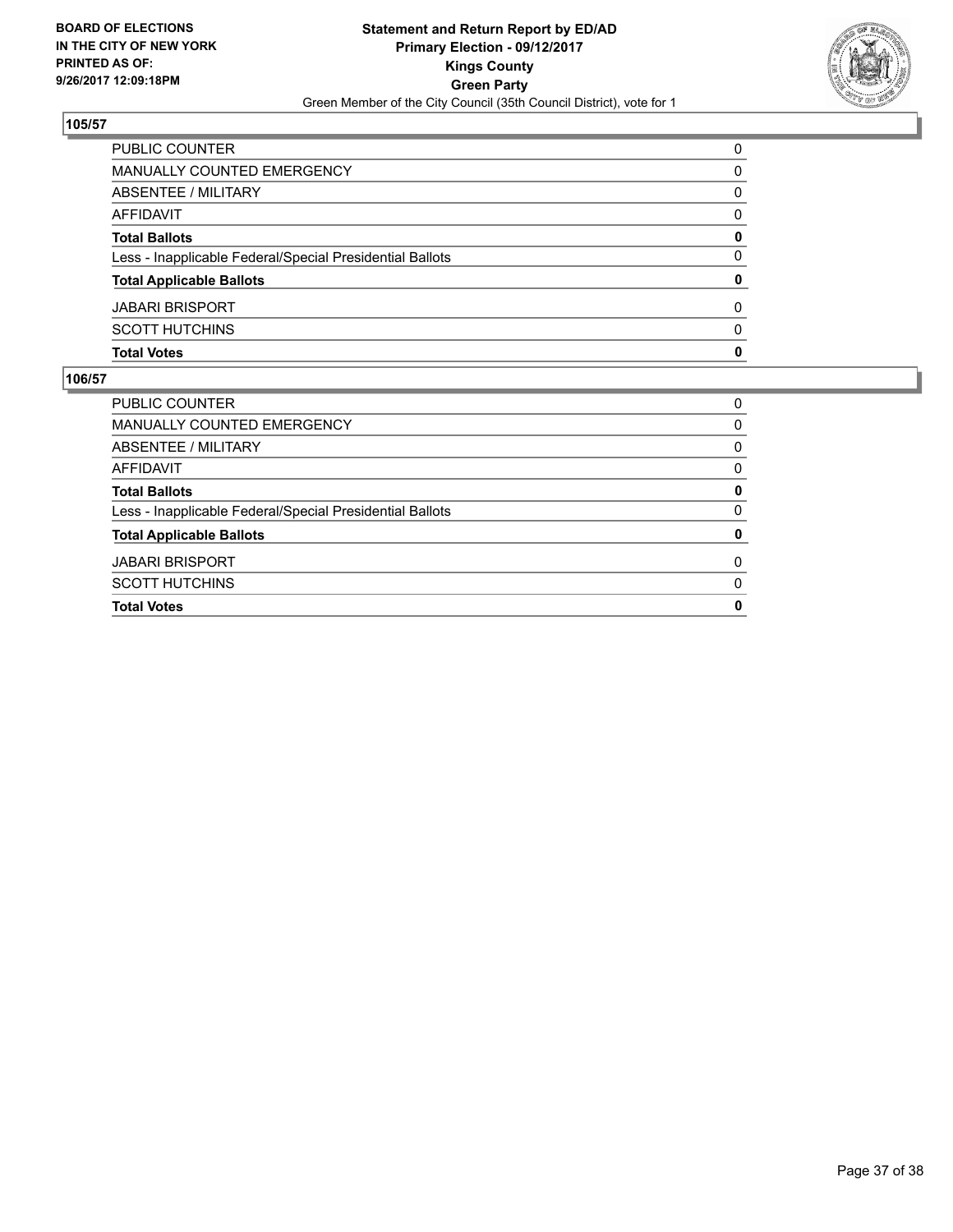**BOARD OF ELECTIONS IN THE CITY OF NEW YORK PRINTED AS OF: 9/26/2017 12:09:18PM**

**Statement and Return Report by ED/AD Primary Election - 09/12/2017 Kings County Green Party**

Green Member of the City Council (35th Council District), vote for 1

## 105/57

| | |
|---|---|
| PUBLIC COUNTER | 0 |
| MANUALLY COUNTED EMERGENCY | 0 |
| ABSENTEE / MILITARY | 0 |
| AFFIDAVIT | 0 |
| **Total Ballots** | **0** |
| Less - Inapplicable Federal/Special Presidential Ballots | 0 |
| **Total Applicable Ballots** | **0** |
| JABARI BRISPORT | 0 |
| SCOTT HUTCHINS | 0 |
| **Total Votes** | **0** |

## 106/57

| | |
|---|---|
| PUBLIC COUNTER | 0 |
| MANUALLY COUNTED EMERGENCY | 0 |
| ABSENTEE / MILITARY | 0 |
| AFFIDAVIT | 0 |
| **Total Ballots** | **0** |
| Less - Inapplicable Federal/Special Presidential Ballots | 0 |
| **Total Applicable Ballots** | **0** |
| JABARI BRISPORT | 0 |
| SCOTT HUTCHINS | 0 |
| **Total Votes** | **0** |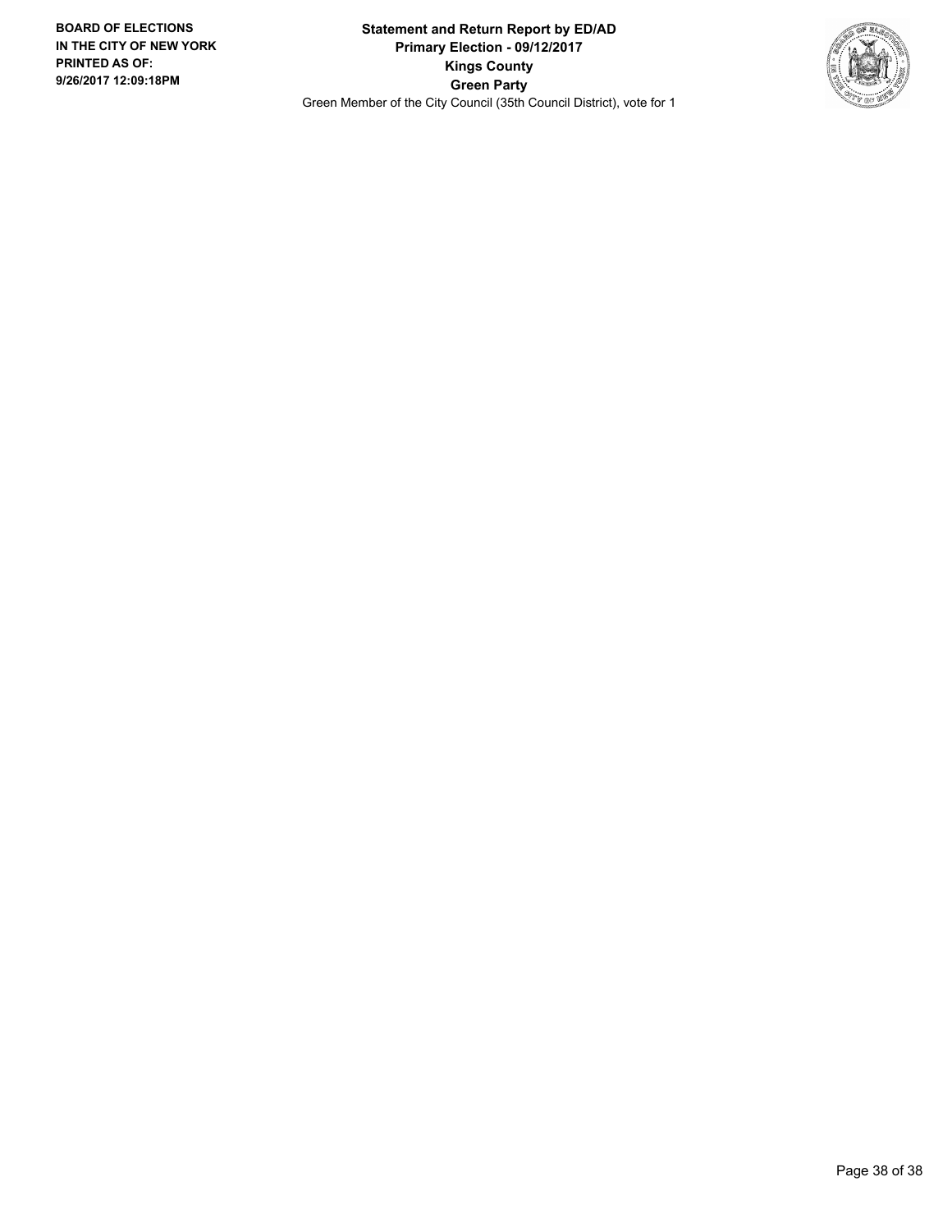**BOARD OF ELECTIONS IN THE CITY OF NEW YORK PRINTED AS OF: 9/26/2017 12:09:18PM**

**Statement and Return Report by ED/AD**
**Primary Election - 09/12/2017**
**Kings County**
**Green Party**
Green Member of the City Council (35th Council District), vote for 1